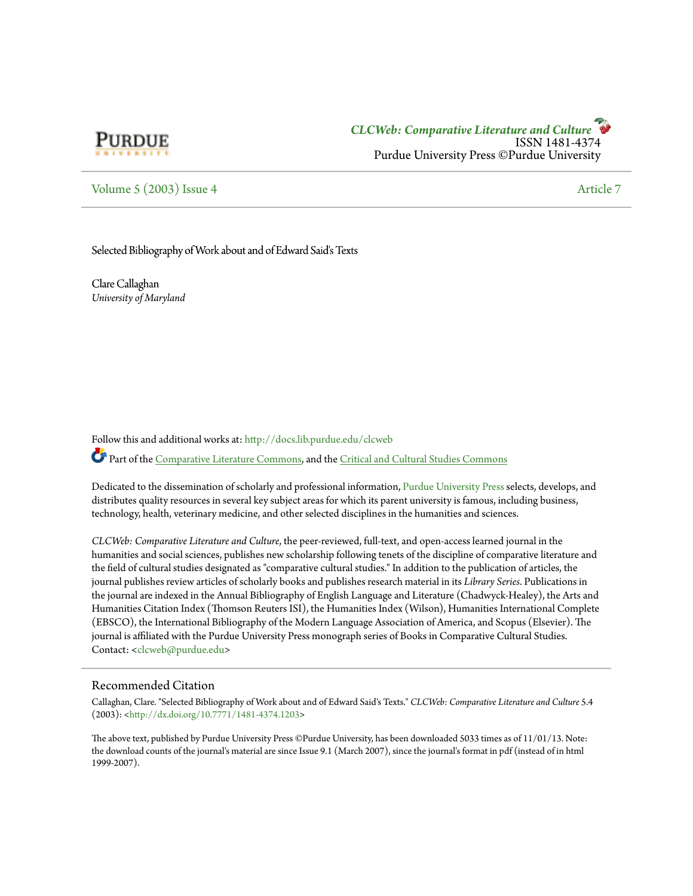*CLCWeb: Comparative Literature and Culture*
ISSN 1481-4374
Purdue University Press ©Purdue University

Volume 5 (2003) Issue 4 Article 7

# Selected Bibliography of Work about and of Edward Said's Texts

Clare Callaghan
*University of Maryland*

Follow this and additional works at: http://docs.lib.purdue.edu/clcweb

Part of the Comparative Literature Commons, and the Critical and Cultural Studies Commons

Dedicated to the dissemination of scholarly and professional information, Purdue University Press selects, develops, and distributes quality resources in several key subject areas for which its parent university is famous, including business, technology, health, veterinary medicine, and other selected disciplines in the humanities and sciences.

*CLCWeb: Comparative Literature and Culture*, the peer-reviewed, full-text, and open-access learned journal in the humanities and social sciences, publishes new scholarship following tenets of the discipline of comparative literature and the field of cultural studies designated as "comparative cultural studies." In addition to the publication of articles, the journal publishes review articles of scholarly books and publishes research material in its *Library Series*. Publications in the journal are indexed in the Annual Bibliography of English Language and Literature (Chadwyck-Healey), the Arts and Humanities Citation Index (Thomson Reuters ISI), the Humanities Index (Wilson), Humanities International Complete (EBSCO), the International Bibliography of the Modern Language Association of America, and Scopus (Elsevier). The journal is affiliated with the Purdue University Press monograph series of Books in Comparative Cultural Studies. Contact: <clcweb@purdue.edu>

## Recommended Citation

Callaghan, Clare. "Selected Bibliography of Work about and of Edward Said's Texts." *CLCWeb: Comparative Literature and Culture* 5.4 (2003): <http://dx.doi.org/10.7771/1481-4374.1203>

The above text, published by Purdue University Press ©Purdue University, has been downloaded 5033 times as of 11/01/13. Note: the download counts of the journal's material are since Issue 9.1 (March 2007), since the journal's format in pdf (instead of in html 1999-2007).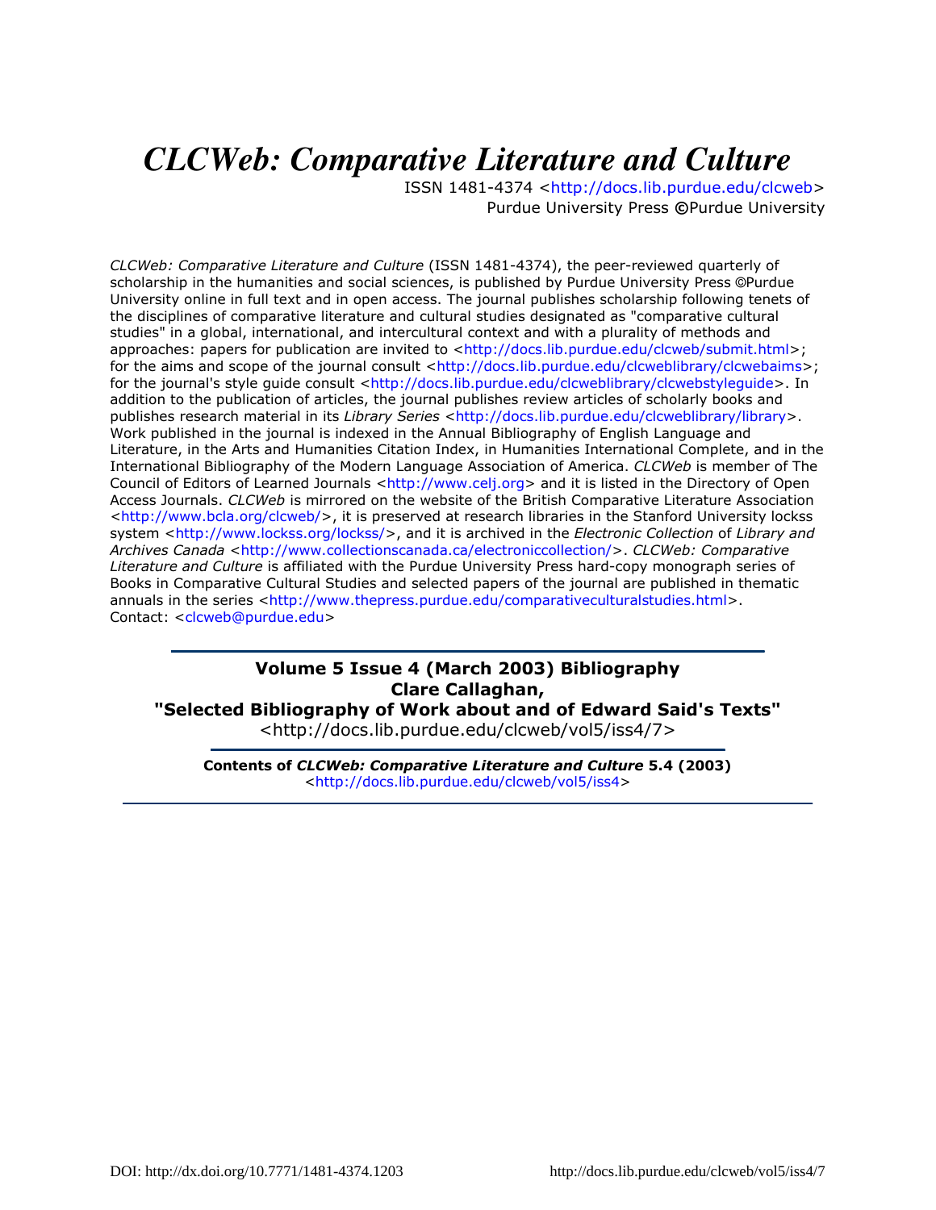# *CLCWeb: Comparative Literature and Culture*

ISSN 1481-4374 <http://docs.lib.purdue.edu/clcweb>
Purdue University Press ©Purdue University

*CLCWeb: Comparative Literature and Culture* (ISSN 1481-4374), the peer-reviewed quarterly of scholarship in the humanities and social sciences, is published by Purdue University Press ©Purdue University online in full text and in open access. The journal publishes scholarship following tenets of the disciplines of comparative literature and cultural studies designated as "comparative cultural studies" in a global, international, and intercultural context and with a plurality of methods and approaches: papers for publication are invited to <http://docs.lib.purdue.edu/clcweb/submit.html>; for the aims and scope of the journal consult <http://docs.lib.purdue.edu/clcweblibrary/clcwebaims>; for the journal's style guide consult <http://docs.lib.purdue.edu/clcweblibrary/clcwebstyleguide>. In addition to the publication of articles, the journal publishes review articles of scholarly books and publishes research material in its *Library Series* <http://docs.lib.purdue.edu/clcweblibrary/library>. Work published in the journal is indexed in the Annual Bibliography of English Language and Literature, in the Arts and Humanities Citation Index, in Humanities International Complete, and in the International Bibliography of the Modern Language Association of America. *CLCWeb* is member of The Council of Editors of Learned Journals <http://www.celj.org> and it is listed in the Directory of Open Access Journals. *CLCWeb* is mirrored on the website of the British Comparative Literature Association <http://www.bcla.org/clcweb/>, it is preserved at research libraries in the Stanford University lockss system <http://www.lockss.org/lockss/>, and it is archived in the *Electronic Collection* of *Library and Archives Canada* <http://www.collectionscanada.ca/electroniccollection/>. *CLCWeb: Comparative Literature and Culture* is affiliated with the Purdue University Press hard-copy monograph series of Books in Comparative Cultural Studies and selected papers of the journal are published in thematic annuals in the series <http://www.thepress.purdue.edu/comparativeculturalstudies.html>.
Contact: <clcweb@purdue.edu>

---

**Volume 5 Issue 4 (March 2003) Bibliography**
**Clare Callaghan,**
**"Selected Bibliography of Work about and of Edward Said's Texts"**
<http://docs.lib.purdue.edu/clcweb/vol5/iss4/7>

---

**Contents of *CLCWeb: Comparative Literature and Culture* 5.4 (2003)**
<http://docs.lib.purdue.edu/clcweb/vol5/iss4>

---

DOI: http://dx.doi.org/10.7771/1481-4374.1203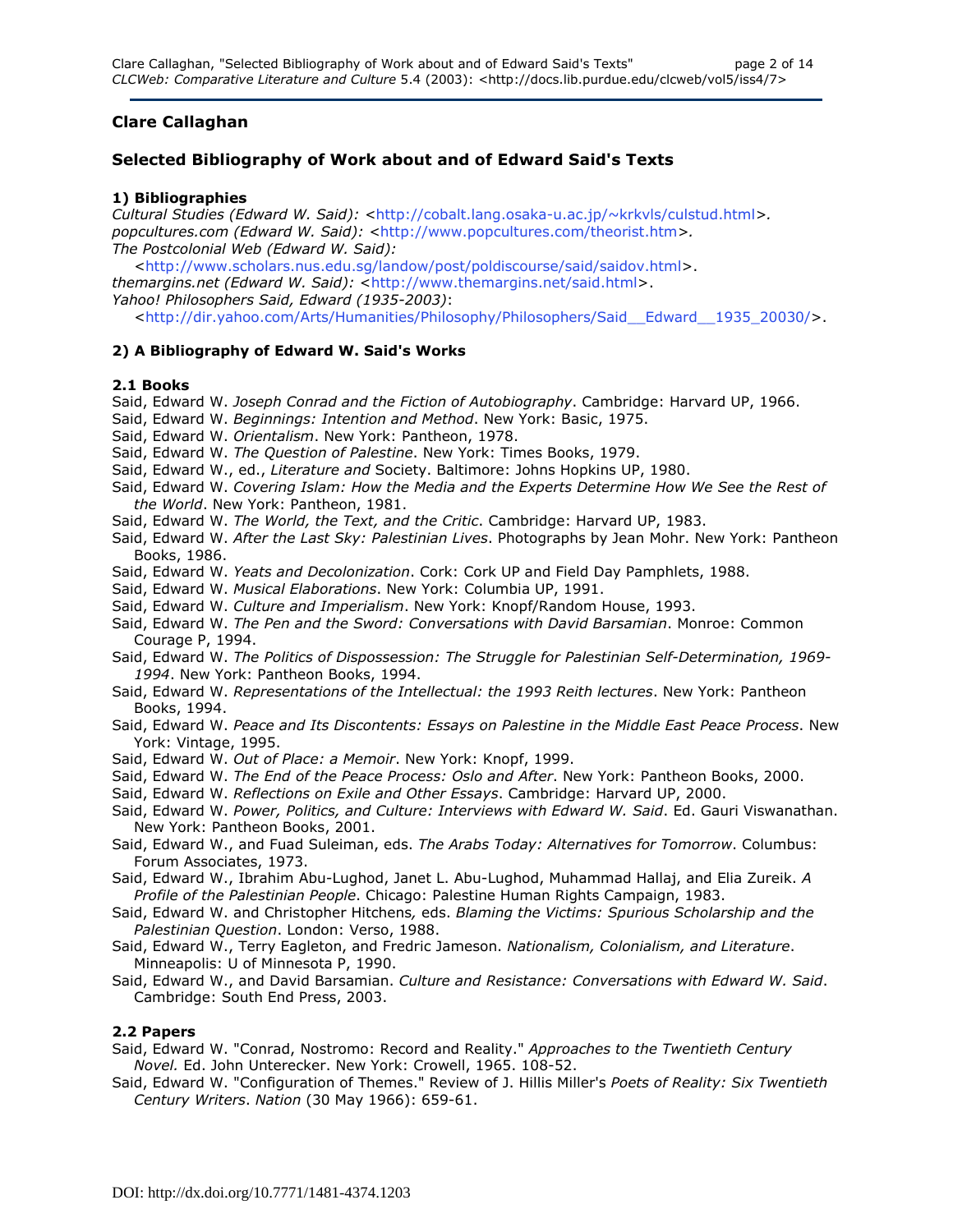## Clare Callaghan

## Selected Bibliography of Work about and of Edward Said's Texts

### 1) Bibliographies

*Cultural Studies (Edward W. Said):* <http://cobalt.lang.osaka-u.ac.jp/~krkvls/culstud.html>.
*popcultures.com (Edward W. Said):* <http://www.popcultures.com/theorist.htm>.
*The Postcolonial Web (Edward W. Said):*
<http://www.scholars.nus.edu.sg/landow/post/poldiscourse/said/saidov.html>.
*themargins.net (Edward W. Said):* <http://www.themargins.net/said.html>.
*Yahoo! Philosophers Said, Edward (1935-2003)*:
<http://dir.yahoo.com/Arts/Humanities/Philosophy/Philosophers/Said__Edward__1935_20030/>.

### 2) A Bibliography of Edward W. Said's Works

#### 2.1 Books

Said, Edward W. *Joseph Conrad and the Fiction of Autobiography*. Cambridge: Harvard UP, 1966.
Said, Edward W. *Beginnings: Intention and Method*. New York: Basic, 1975.
Said, Edward W. *Orientalism*. New York: Pantheon, 1978.
Said, Edward W. *The Question of Palestine*. New York: Times Books, 1979.
Said, Edward W., ed., *Literature and* Society. Baltimore: Johns Hopkins UP, 1980.
Said, Edward W. *Covering Islam: How the Media and the Experts Determine How We See the Rest of the World*. New York: Pantheon, 1981.
Said, Edward W. *The World, the Text, and the Critic*. Cambridge: Harvard UP, 1983.
Said, Edward W. *After the Last Sky: Palestinian Lives*. Photographs by Jean Mohr. New York: Pantheon Books, 1986.
Said, Edward W. *Yeats and Decolonization*. Cork: Cork UP and Field Day Pamphlets, 1988.
Said, Edward W. *Musical Elaborations*. New York: Columbia UP, 1991.
Said, Edward W. *Culture and Imperialism*. New York: Knopf/Random House, 1993.
Said, Edward W. *The Pen and the Sword: Conversations with David Barsamian*. Monroe: Common Courage P, 1994.
Said, Edward W. *The Politics of Dispossession: The Struggle for Palestinian Self-Determination, 1969-1994*. New York: Pantheon Books, 1994.
Said, Edward W. *Representations of the Intellectual: the 1993 Reith lectures*. New York: Pantheon Books, 1994.
Said, Edward W. *Peace and Its Discontents: Essays on Palestine in the Middle East Peace Process*. New York: Vintage, 1995.
Said, Edward W. *Out of Place: a Memoir*. New York: Knopf, 1999.
Said, Edward W. *The End of the Peace Process: Oslo and After*. New York: Pantheon Books, 2000.
Said, Edward W. *Reflections on Exile and Other Essays*. Cambridge: Harvard UP, 2000.
Said, Edward W. *Power, Politics, and Culture: Interviews with Edward W. Said*. Ed. Gauri Viswanathan. New York: Pantheon Books, 2001.
Said, Edward W., and Fuad Suleiman, eds. *The Arabs Today: Alternatives for Tomorrow*. Columbus: Forum Associates, 1973.
Said, Edward W., Ibrahim Abu-Lughod, Janet L. Abu-Lughod, Muhammad Hallaj, and Elia Zureik. *A Profile of the Palestinian People*. Chicago: Palestine Human Rights Campaign, 1983.
Said, Edward W. and Christopher Hitchens, eds. *Blaming the Victims: Spurious Scholarship and the Palestinian Question*. London: Verso, 1988.
Said, Edward W., Terry Eagleton, and Fredric Jameson. *Nationalism, Colonialism, and Literature*. Minneapolis: U of Minnesota P, 1990.
Said, Edward W., and David Barsamian. *Culture and Resistance: Conversations with Edward W. Said*. Cambridge: South End Press, 2003.

#### 2.2 Papers

Said, Edward W. "Conrad, Nostromo: Record and Reality." *Approaches to the Twentieth Century Novel.* Ed. John Unterecker. New York: Crowell, 1965. 108-52.
Said, Edward W. "Configuration of Themes." Review of J. Hillis Miller's *Poets of Reality: Six Twentieth Century Writers*. *Nation* (30 May 1966): 659-61.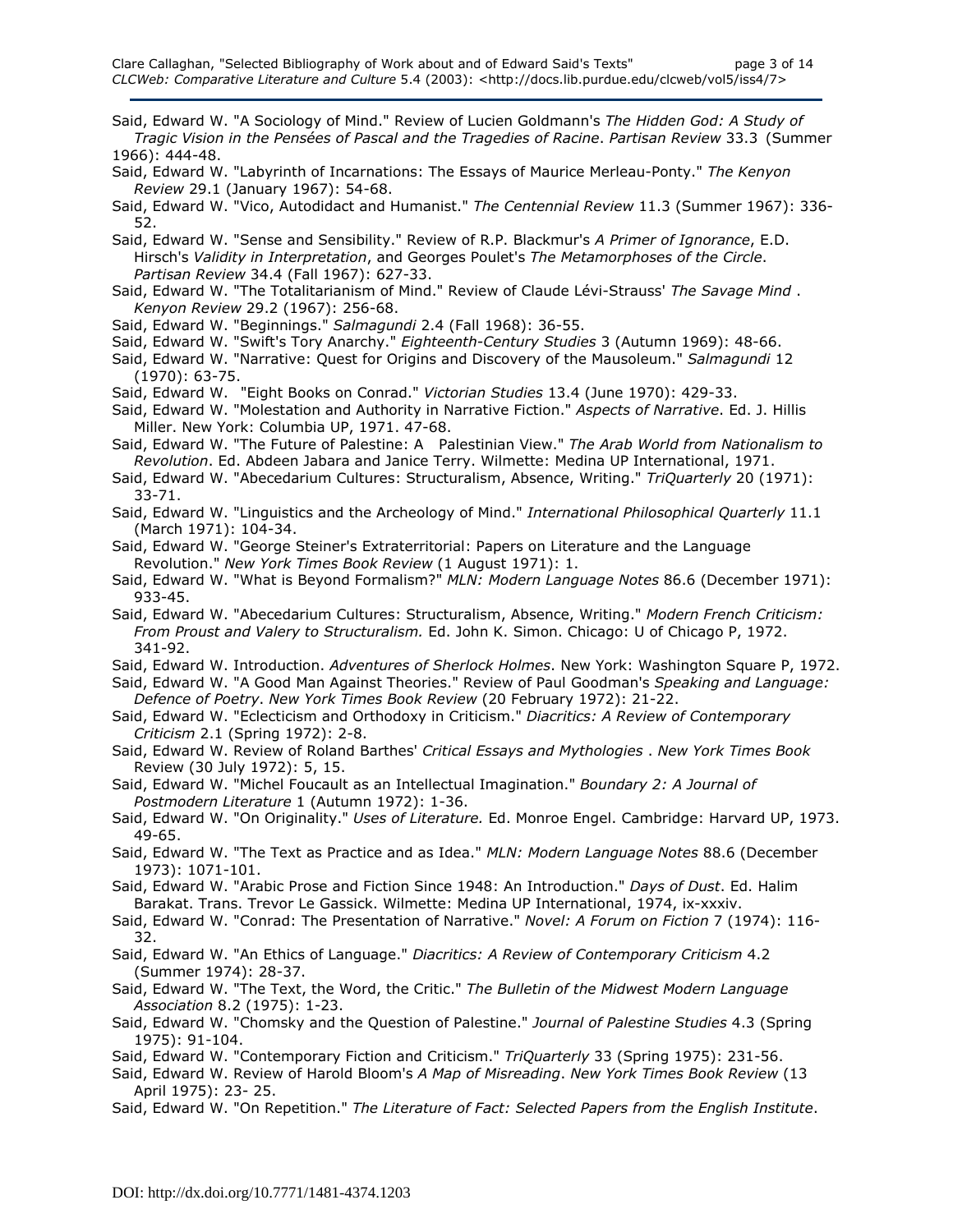Said, Edward W. "A Sociology of Mind." Review of Lucien Goldmann's *The Hidden God: A Study of Tragic Vision in the Pensées of Pascal and the Tragedies of Racine*. *Partisan Review* 33.3 (Summer 1966): 444-48.

Said, Edward W. "Labyrinth of Incarnations: The Essays of Maurice Merleau-Ponty." *The Kenyon Review* 29.1 (January 1967): 54-68.

Said, Edward W. "Vico, Autodidact and Humanist." *The Centennial Review* 11.3 (Summer 1967): 336-52.

Said, Edward W. "Sense and Sensibility." Review of R.P. Blackmur's *A Primer of Ignorance*, E.D. Hirsch's *Validity in Interpretation*, and Georges Poulet's *The Metamorphoses of the Circle*. *Partisan Review* 34.4 (Fall 1967): 627-33.

Said, Edward W. "The Totalitarianism of Mind." Review of Claude Lévi-Strauss' *The Savage Mind* . *Kenyon Review* 29.2 (1967): 256-68.

Said, Edward W. "Beginnings." *Salmagundi* 2.4 (Fall 1968): 36-55.

Said, Edward W. "Swift's Tory Anarchy." *Eighteenth-Century Studies* 3 (Autumn 1969): 48-66.

Said, Edward W. "Narrative: Quest for Origins and Discovery of the Mausoleum." *Salmagundi* 12 (1970): 63-75.

Said, Edward W. "Eight Books on Conrad." *Victorian Studies* 13.4 (June 1970): 429-33.

Said, Edward W. "Molestation and Authority in Narrative Fiction." *Aspects of Narrative*. Ed. J. Hillis Miller. New York: Columbia UP, 1971. 47-68.

Said, Edward W. "The Future of Palestine: A Palestinian View." *The Arab World from Nationalism to Revolution*. Ed. Abdeen Jabara and Janice Terry. Wilmette: Medina UP International, 1971.

Said, Edward W. "Abecedarium Cultures: Structuralism, Absence, Writing." *TriQuarterly* 20 (1971): 33-71.

Said, Edward W. "Linguistics and the Archeology of Mind." *International Philosophical Quarterly* 11.1 (March 1971): 104-34.

Said, Edward W. "George Steiner's Extraterritorial: Papers on Literature and the Language Revolution." *New York Times Book Review* (1 August 1971): 1.

Said, Edward W. "What is Beyond Formalism?" *MLN: Modern Language Notes* 86.6 (December 1971): 933-45.

Said, Edward W. "Abecedarium Cultures: Structuralism, Absence, Writing." *Modern French Criticism: From Proust and Valery to Structuralism.* Ed. John K. Simon. Chicago: U of Chicago P, 1972. 341-92.

Said, Edward W. Introduction. *Adventures of Sherlock Holmes*. New York: Washington Square P, 1972.

Said, Edward W. "A Good Man Against Theories." Review of Paul Goodman's *Speaking and Language: Defence of Poetry*. *New York Times Book Review* (20 February 1972): 21-22.

Said, Edward W. "Eclecticism and Orthodoxy in Criticism." *Diacritics: A Review of Contemporary Criticism* 2.1 (Spring 1972): 2-8.

Said, Edward W. Review of Roland Barthes' *Critical Essays and Mythologies* . *New York Times Book* Review (30 July 1972): 5, 15.

Said, Edward W. "Michel Foucault as an Intellectual Imagination." *Boundary 2: A Journal of Postmodern Literature* 1 (Autumn 1972): 1-36.

Said, Edward W. "On Originality." *Uses of Literature.* Ed. Monroe Engel. Cambridge: Harvard UP, 1973. 49-65.

Said, Edward W. "The Text as Practice and as Idea." *MLN: Modern Language Notes* 88.6 (December 1973): 1071-101.

Said, Edward W. "Arabic Prose and Fiction Since 1948: An Introduction." *Days of Dust*. Ed. Halim Barakat. Trans. Trevor Le Gassick. Wilmette: Medina UP International, 1974, ix-xxxiv.

Said, Edward W. "Conrad: The Presentation of Narrative." *Novel: A Forum on Fiction* 7 (1974): 116-32.

Said, Edward W. "An Ethics of Language." *Diacritics: A Review of Contemporary Criticism* 4.2 (Summer 1974): 28-37.

Said, Edward W. "The Text, the Word, the Critic." *The Bulletin of the Midwest Modern Language Association* 8.2 (1975): 1-23.

Said, Edward W. "Chomsky and the Question of Palestine." *Journal of Palestine Studies* 4.3 (Spring 1975): 91-104.

Said, Edward W. "Contemporary Fiction and Criticism." *TriQuarterly* 33 (Spring 1975): 231-56.

Said, Edward W. Review of Harold Bloom's *A Map of Misreading*. *New York Times Book Review* (13 April 1975): 23- 25.

Said, Edward W. "On Repetition." *The Literature of Fact: Selected Papers from the English Institute*.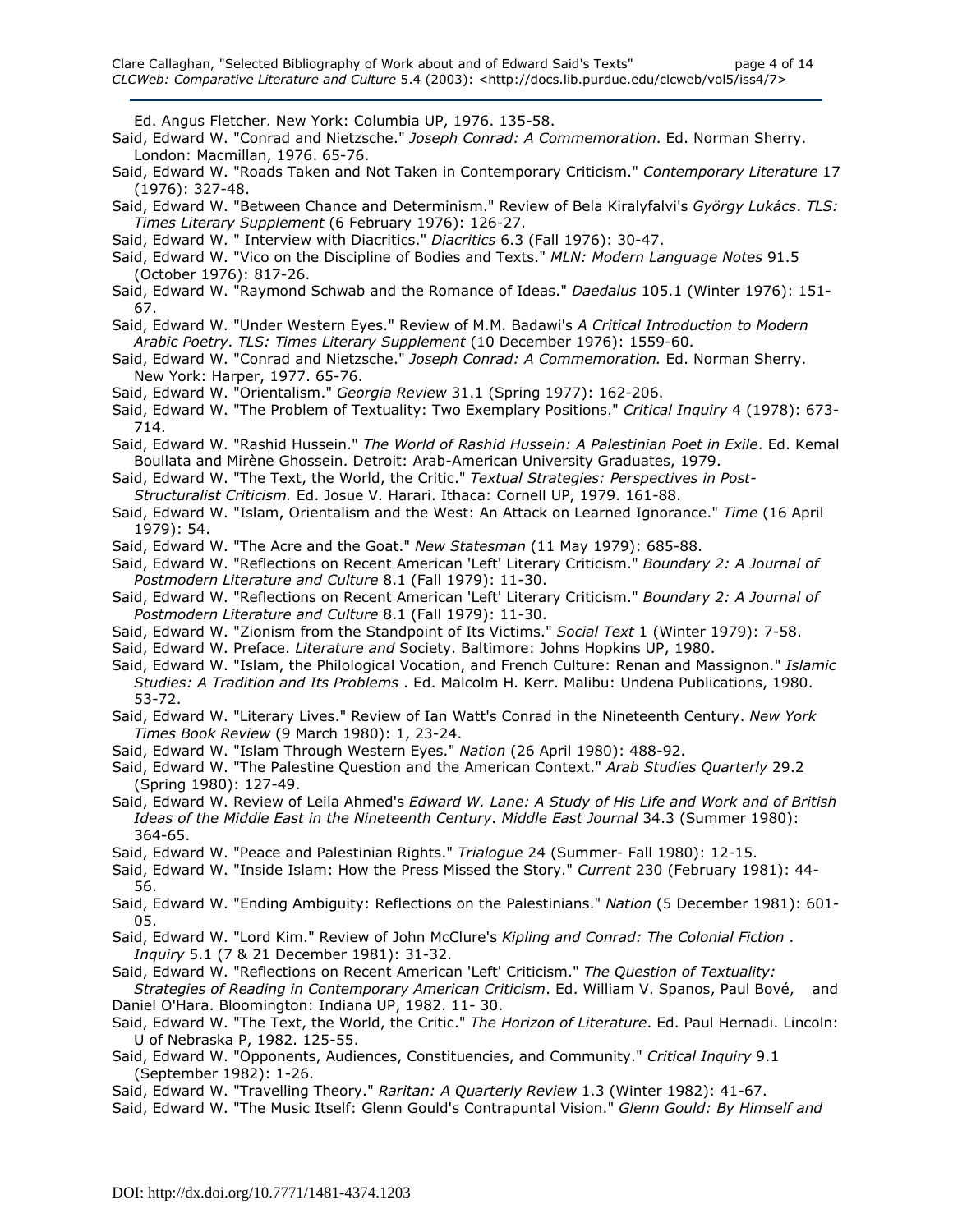Ed. Angus Fletcher. New York: Columbia UP, 1976. 135-58.

Said, Edward W. "Conrad and Nietzsche." *Joseph Conrad: A Commemoration*. Ed. Norman Sherry. London: Macmillan, 1976. 65-76.

Said, Edward W. "Roads Taken and Not Taken in Contemporary Criticism." *Contemporary Literature* 17 (1976): 327-48.

Said, Edward W. "Between Chance and Determinism." Review of Bela Kiralyfalvi's *György Lukács*. *TLS: Times Literary Supplement* (6 February 1976): 126-27.

Said, Edward W. " Interview with Diacritics." *Diacritics* 6.3 (Fall 1976): 30-47.

Said, Edward W. "Vico on the Discipline of Bodies and Texts." *MLN: Modern Language Notes* 91.5 (October 1976): 817-26.

Said, Edward W. "Raymond Schwab and the Romance of Ideas." *Daedalus* 105.1 (Winter 1976): 151-67.

Said, Edward W. "Under Western Eyes." Review of M.M. Badawi's *A Critical Introduction to Modern Arabic Poetry*. *TLS: Times Literary Supplement* (10 December 1976): 1559-60.

Said, Edward W. "Conrad and Nietzsche." *Joseph Conrad: A Commemoration.* Ed. Norman Sherry. New York: Harper, 1977. 65-76.

Said, Edward W. "Orientalism." *Georgia Review* 31.1 (Spring 1977): 162-206.

Said, Edward W. "The Problem of Textuality: Two Exemplary Positions." *Critical Inquiry* 4 (1978): 673-714.

Said, Edward W. "Rashid Hussein." *The World of Rashid Hussein: A Palestinian Poet in Exile*. Ed. Kemal Boullata and Mirène Ghossein. Detroit: Arab-American University Graduates, 1979.

Said, Edward W. "The Text, the World, the Critic." *Textual Strategies: Perspectives in Post-Structuralist Criticism.* Ed. Josue V. Harari. Ithaca: Cornell UP, 1979. 161-88.

Said, Edward W. "Islam, Orientalism and the West: An Attack on Learned Ignorance." *Time* (16 April 1979): 54.

Said, Edward W. "The Acre and the Goat." *New Statesman* (11 May 1979): 685-88.

Said, Edward W. "Reflections on Recent American 'Left' Literary Criticism." *Boundary 2: A Journal of Postmodern Literature and Culture* 8.1 (Fall 1979): 11-30.

Said, Edward W. "Reflections on Recent American 'Left' Literary Criticism." *Boundary 2: A Journal of Postmodern Literature and Culture* 8.1 (Fall 1979): 11-30.

Said, Edward W. "Zionism from the Standpoint of Its Victims." *Social Text* 1 (Winter 1979): 7-58.

Said, Edward W. Preface. *Literature and* Society. Baltimore: Johns Hopkins UP, 1980.

Said, Edward W. "Islam, the Philological Vocation, and French Culture: Renan and Massignon." *Islamic Studies: A Tradition and Its Problems* . Ed. Malcolm H. Kerr. Malibu: Undena Publications, 1980. 53-72.

Said, Edward W. "Literary Lives." Review of Ian Watt's Conrad in the Nineteenth Century. *New York Times Book Review* (9 March 1980): 1, 23-24.

Said, Edward W. "Islam Through Western Eyes." *Nation* (26 April 1980): 488-92.

Said, Edward W. "The Palestine Question and the American Context." *Arab Studies Quarterly* 29.2 (Spring 1980): 127-49.

Said, Edward W. Review of Leila Ahmed's *Edward W. Lane: A Study of His Life and Work and of British Ideas of the Middle East in the Nineteenth Century*. *Middle East Journal* 34.3 (Summer 1980): 364-65.

Said, Edward W. "Peace and Palestinian Rights." *Trialogue* 24 (Summer- Fall 1980): 12-15.

Said, Edward W. "Inside Islam: How the Press Missed the Story." *Current* 230 (February 1981): 44-56.

Said, Edward W. "Ending Ambiguity: Reflections on the Palestinians." *Nation* (5 December 1981): 601-05.

Said, Edward W. "Lord Kim." Review of John McClure's *Kipling and Conrad: The Colonial Fiction* . *Inquiry* 5.1 (7 & 21 December 1981): 31-32.

Said, Edward W. "Reflections on Recent American 'Left' Criticism." *The Question of Textuality: Strategies of Reading in Contemporary American Criticism*. Ed. William V. Spanos, Paul Bové, and Daniel O'Hara. Bloomington: Indiana UP, 1982. 11- 30.

Said, Edward W. "The Text, the World, the Critic." *The Horizon of Literature*. Ed. Paul Hernadi. Lincoln: U of Nebraska P, 1982. 125-55.

Said, Edward W. "Opponents, Audiences, Constituencies, and Community." *Critical Inquiry* 9.1 (September 1982): 1-26.

Said, Edward W. "Travelling Theory." *Raritan: A Quarterly Review* 1.3 (Winter 1982): 41-67.

Said, Edward W. "The Music Itself: Glenn Gould's Contrapuntal Vision." *Glenn Gould: By Himself and*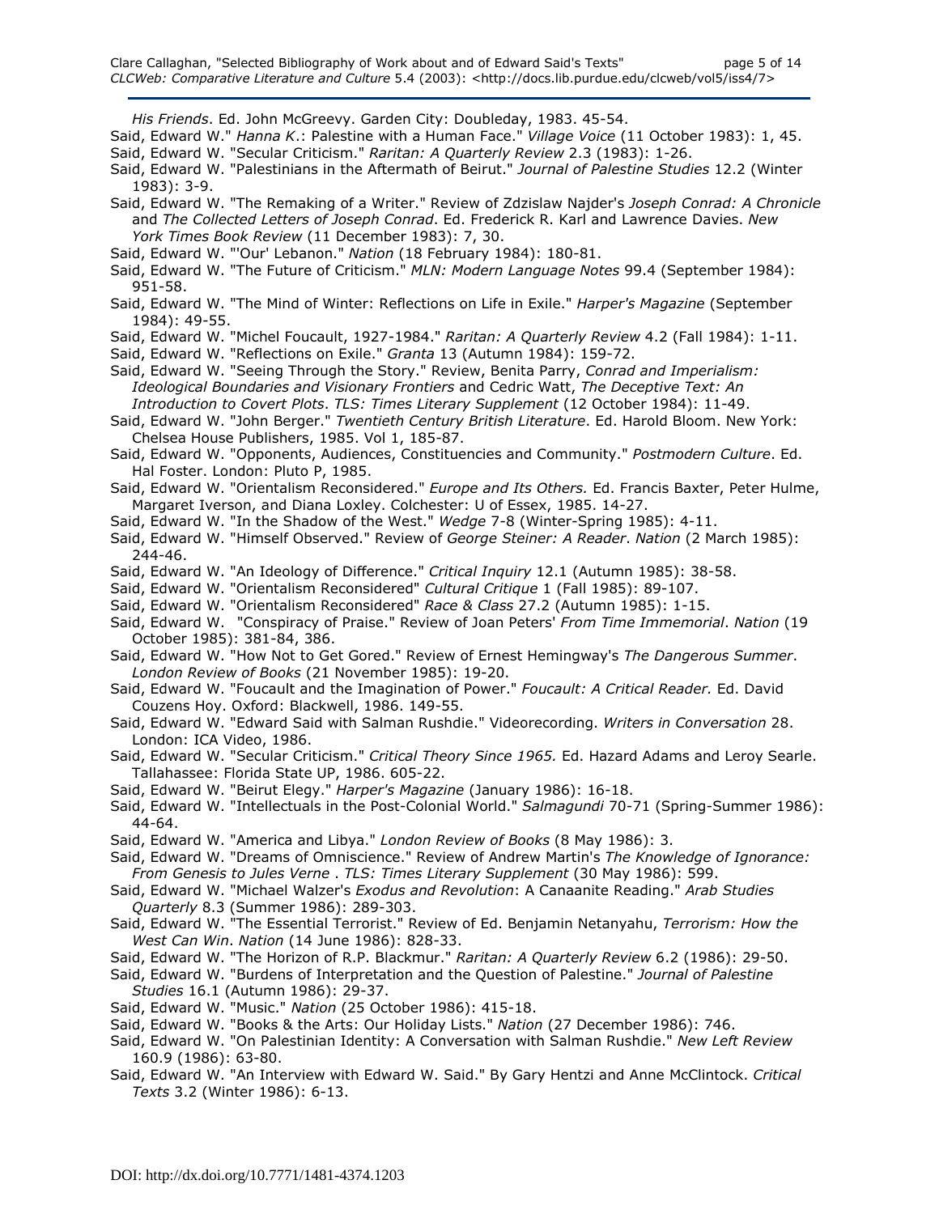*His Friends*. Ed. John McGreevy. Garden City: Doubleday, 1983. 45-54.

Said, Edward W." *Hanna K*.: Palestine with a Human Face." *Village Voice* (11 October 1983): 1, 45.

Said, Edward W. "Secular Criticism." *Raritan: A Quarterly Review* 2.3 (1983): 1-26.

Said, Edward W. "Palestinians in the Aftermath of Beirut." *Journal of Palestine Studies* 12.2 (Winter 1983): 3-9.

Said, Edward W. "The Remaking of a Writer." Review of Zdzislaw Najder's *Joseph Conrad: A Chronicle* and *The Collected Letters of Joseph Conrad*. Ed. Frederick R. Karl and Lawrence Davies. *New York Times Book Review* (11 December 1983): 7, 30.

Said, Edward W. "'Our' Lebanon." *Nation* (18 February 1984): 180-81.

Said, Edward W. "The Future of Criticism." *MLN: Modern Language Notes* 99.4 (September 1984): 951-58.

Said, Edward W. "The Mind of Winter: Reflections on Life in Exile." *Harper's Magazine* (September 1984): 49-55.

Said, Edward W. "Michel Foucault, 1927-1984." *Raritan: A Quarterly Review* 4.2 (Fall 1984): 1-11.

Said, Edward W. "Reflections on Exile." *Granta* 13 (Autumn 1984): 159-72.

Said, Edward W. "Seeing Through the Story." Review, Benita Parry, *Conrad and Imperialism: Ideological Boundaries and Visionary Frontiers* and Cedric Watt, *The Deceptive Text: An Introduction to Covert Plots*. *TLS: Times Literary Supplement* (12 October 1984): 11-49.

Said, Edward W. "John Berger." *Twentieth Century British Literature*. Ed. Harold Bloom. New York: Chelsea House Publishers, 1985. Vol 1, 185-87.

Said, Edward W. "Opponents, Audiences, Constituencies and Community." *Postmodern Culture*. Ed. Hal Foster. London: Pluto P, 1985.

Said, Edward W. "Orientalism Reconsidered." *Europe and Its Others.* Ed. Francis Baxter, Peter Hulme, Margaret Iverson, and Diana Loxley. Colchester: U of Essex, 1985. 14-27.

Said, Edward W. "In the Shadow of the West." *Wedge* 7-8 (Winter-Spring 1985): 4-11.

Said, Edward W. "Himself Observed." Review of *George Steiner: A Reader*. *Nation* (2 March 1985): 244-46.

Said, Edward W. "An Ideology of Difference." *Critical Inquiry* 12.1 (Autumn 1985): 38-58.

Said, Edward W. "Orientalism Reconsidered" *Cultural Critique* 1 (Fall 1985): 89-107.

Said, Edward W. "Orientalism Reconsidered" *Race & Class* 27.2 (Autumn 1985): 1-15.

Said, Edward W. "Conspiracy of Praise." Review of Joan Peters' *From Time Immemorial*. *Nation* (19 October 1985): 381-84, 386.

Said, Edward W. "How Not to Get Gored." Review of Ernest Hemingway's *The Dangerous Summer*. *London Review of Books* (21 November 1985): 19-20.

Said, Edward W. "Foucault and the Imagination of Power." *Foucault: A Critical Reader.* Ed. David Couzens Hoy. Oxford: Blackwell, 1986. 149-55.

Said, Edward W. "Edward Said with Salman Rushdie." Videorecording. *Writers in Conversation* 28. London: ICA Video, 1986.

Said, Edward W. "Secular Criticism." *Critical Theory Since 1965.* Ed. Hazard Adams and Leroy Searle. Tallahassee: Florida State UP, 1986. 605-22.

Said, Edward W. "Beirut Elegy." *Harper's Magazine* (January 1986): 16-18.

Said, Edward W. "Intellectuals in the Post-Colonial World." *Salmagundi* 70-71 (Spring-Summer 1986): 44-64.

Said, Edward W. "America and Libya." *London Review of Books* (8 May 1986): 3.

Said, Edward W. "Dreams of Omniscience." Review of Andrew Martin's *The Knowledge of Ignorance: From Genesis to Jules Verne* . *TLS: Times Literary Supplement* (30 May 1986): 599.

Said, Edward W. "Michael Walzer's *Exodus and Revolution*: A Canaanite Reading." *Arab Studies Quarterly* 8.3 (Summer 1986): 289-303.

Said, Edward W. "The Essential Terrorist." Review of Ed. Benjamin Netanyahu, *Terrorism: How the West Can Win*. *Nation* (14 June 1986): 828-33.

Said, Edward W. "The Horizon of R.P. Blackmur." *Raritan: A Quarterly Review* 6.2 (1986): 29-50.

Said, Edward W. "Burdens of Interpretation and the Question of Palestine." *Journal of Palestine Studies* 16.1 (Autumn 1986): 29-37.

Said, Edward W. "Music." *Nation* (25 October 1986): 415-18.

Said, Edward W. "Books & the Arts: Our Holiday Lists." *Nation* (27 December 1986): 746.

Said, Edward W. "On Palestinian Identity: A Conversation with Salman Rushdie." *New Left Review* 160.9 (1986): 63-80.

Said, Edward W. "An Interview with Edward W. Said." By Gary Hentzi and Anne McClintock. *Critical Texts* 3.2 (Winter 1986): 6-13.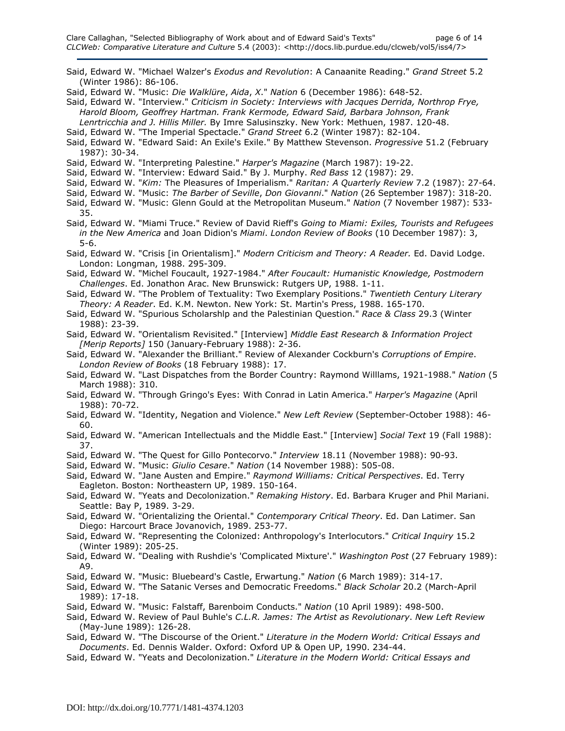Said, Edward W. "Michael Walzer's *Exodus and Revolution*: A Canaanite Reading." *Grand Street* 5.2 (Winter 1986): 86-106.

Said, Edward W. "Music: *Die Walklüre*, *Aida*, *X*." *Nation* 6 (December 1986): 648-52.

Said, Edward W. "Interview." *Criticism in Society: Interviews with Jacques Derrida, Northrop Frye, Harold Bloom, Geoffrey Hartman. Frank Kermode, Edward Said, Barbara Johnson, Frank Lenrtricchia and J. Hillis Miller.* By Imre Salusinszky. New York: Methuen, 1987. 120-48.

Said, Edward W. "The Imperial Spectacle." *Grand Street* 6.2 (Winter 1987): 82-104.

Said, Edward W. "Edward Said: An Exile's Exile." By Matthew Stevenson. *Progressive* 51.2 (February 1987): 30-34.

Said, Edward W. "Interpreting Palestine." *Harper's Magazine* (March 1987): 19-22.

Said, Edward W. "Interview: Edward Said." By J. Murphy. *Red Bass* 12 (1987): 29.

Said, Edward W. "*Kim:* The Pleasures of Imperialism." *Raritan: A Quarterly Review* 7.2 (1987): 27-64.

Said, Edward W. "Music: *The Barber of Seville*, *Don Giovanni*." *Nation* (26 September 1987): 318-20.

Said, Edward W. "Music: Glenn Gould at the Metropolitan Museum." *Nation* (7 November 1987): 533-35.

Said, Edward W. "Miami Truce." Review of David Rieff's *Going to Miami: Exiles, Tourists and Refugees in the New America* and Joan Didion's *Miami*. *London Review of Books* (10 December 1987): 3, 5-6.

Said, Edward W. "Crisis [in Orientalism]." *Modern Criticism and Theory: A Reader.* Ed. David Lodge. London: Longman, 1988. 295-309.

Said, Edward W. "Michel Foucault, 1927-1984." *After Foucault: Humanistic Knowledge, Postmodern Challenges*. Ed. Jonathon Arac. New Brunswick: Rutgers UP, 1988. 1-11.

Said, Edward W. "The Problem of Textuality: Two Exemplary Positions." *Twentieth Century Literary Theory: A Reader*. Ed. K.M. Newton. New York: St. Martin's Press, 1988. 165-170.

Said, Edward W. "Spurious Scholarshlp and the Palestinian Question." *Race & Class* 29.3 (Winter 1988): 23-39.

Said, Edward W. "Orientalism Revisited." [Interview] *Middle East Research & Information Project [Merip Reports]* 150 (January-February 1988): 2-36.

Said, Edward W. "Alexander the Brilliant." Review of Alexander Cockburn's *Corruptions of Empire*. *London Review of Books* (18 February 1988): 17.

Said, Edward W. "Last Dispatches from the Border Country: Raymond Willlams, 1921-1988." *Nation* (5 March 1988): 310.

Said, Edward W. "Through Gringo's Eyes: With Conrad in Latin America." *Harper's Magazine* (April 1988): 70-72.

Said, Edward W. "Identity, Negation and Violence." *New Left Review* (September-October 1988): 46-60.

Said, Edward W. "American Intellectuals and the Middle East." [Interview] *Social Text* 19 (Fall 1988): 37.

Said, Edward W. "The Quest for Gillo Pontecorvo." *Interview* 18.11 (November 1988): 90-93.

Said, Edward W. "Music: *Giulio Cesare*." *Nation* (14 November 1988): 505-08.

Said, Edward W. "Jane Austen and Empire." *Raymond Williams: Critical Perspectives*. Ed. Terry Eagleton. Boston: Northeastern UP, 1989. 150-164.

Said, Edward W. "Yeats and Decolonization." *Remaking History*. Ed. Barbara Kruger and Phil Mariani. Seattle: Bay P, 1989. 3-29.

Said, Edward W. "Orientalizing the Oriental." *Contemporary Critical Theory*. Ed. Dan Latimer. San Diego: Harcourt Brace Jovanovich, 1989. 253-77.

Said, Edward W. "Representing the Colonized: Anthropology's Interlocutors." *Critical Inquiry* 15.2 (Winter 1989): 205-25.

Said, Edward W. "Dealing with Rushdie's 'Complicated Mixture'." *Washington Post* (27 February 1989): A9.

Said, Edward W. "Music: Bluebeard's Castle, Erwartung." *Nation* (6 March 1989): 314-17.

Said, Edward W. "The Satanic Verses and Democratic Freedoms." *Black Scholar* 20.2 (March-April 1989): 17-18.

Said, Edward W. "Music: Falstaff, Barenboim Conducts." *Nation* (10 April 1989): 498-500.

Said, Edward W. Review of Paul Buhle's *C.L.R. James: The Artist as Revolutionary*. *New Left Review* (May-June 1989): 126-28.

Said, Edward W. "The Discourse of the Orient." *Literature in the Modern World: Critical Essays and Documents*. Ed. Dennis Walder. Oxford: Oxford UP & Open UP, 1990. 234-44.

Said, Edward W. "Yeats and Decolonization." *Literature in the Modern World: Critical Essays and*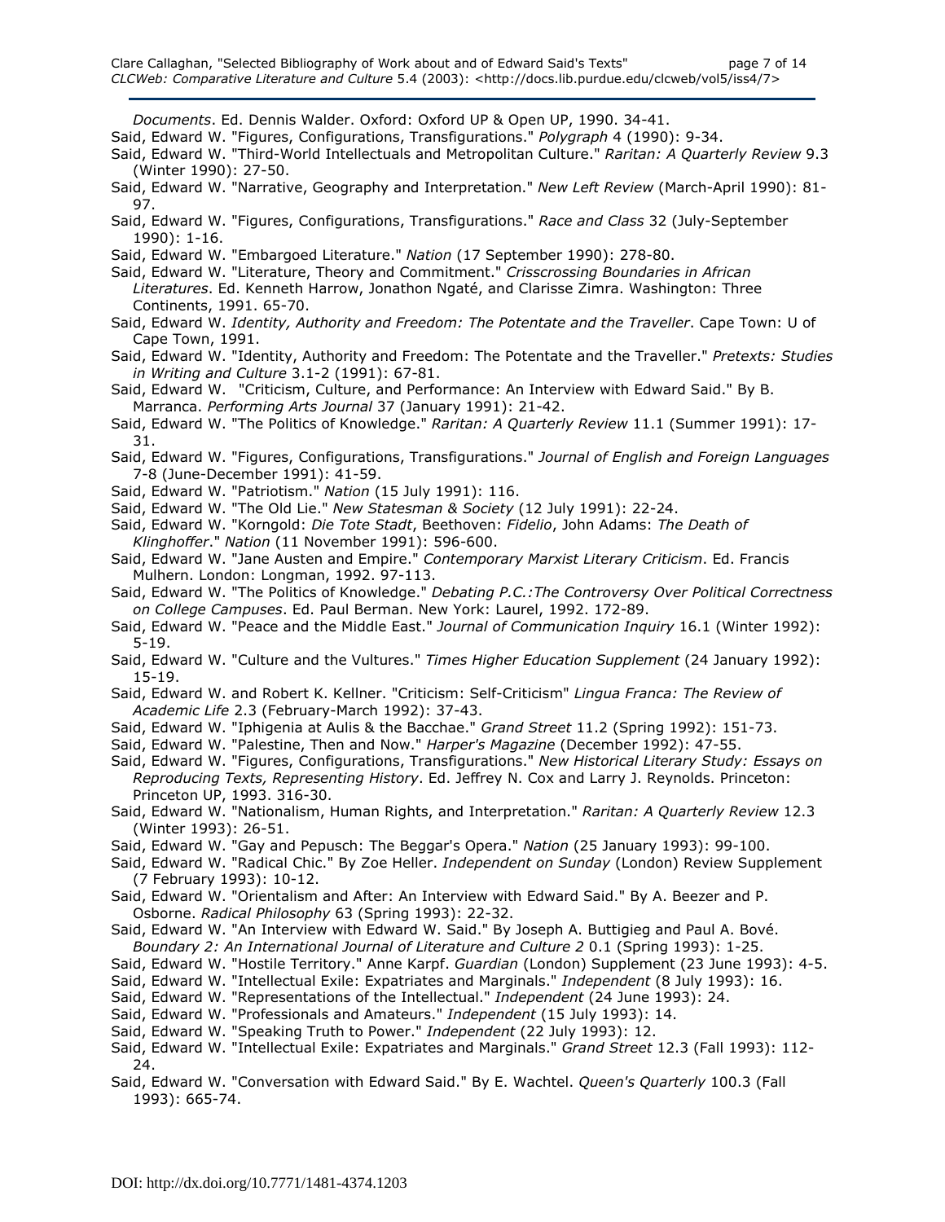*Documents*. Ed. Dennis Walder. Oxford: Oxford UP & Open UP, 1990. 34-41.

Said, Edward W. "Figures, Configurations, Transfigurations." *Polygraph* 4 (1990): 9-34.

Said, Edward W. "Third-World Intellectuals and Metropolitan Culture." *Raritan: A Quarterly Review* 9.3 (Winter 1990): 27-50.

Said, Edward W. "Narrative, Geography and Interpretation." *New Left Review* (March-April 1990): 81-97.

Said, Edward W. "Figures, Configurations, Transfigurations." *Race and Class* 32 (July-September 1990): 1-16.

Said, Edward W. "Embargoed Literature." *Nation* (17 September 1990): 278-80.

Said, Edward W. "Literature, Theory and Commitment." *Crisscrossing Boundaries in African Literatures*. Ed. Kenneth Harrow, Jonathon Ngaté, and Clarisse Zimra. Washington: Three Continents, 1991. 65-70.

Said, Edward W. *Identity, Authority and Freedom: The Potentate and the Traveller*. Cape Town: U of Cape Town, 1991.

Said, Edward W. "Identity, Authority and Freedom: The Potentate and the Traveller." *Pretexts: Studies in Writing and Culture* 3.1-2 (1991): 67-81.

Said, Edward W. "Criticism, Culture, and Performance: An Interview with Edward Said." By B. Marranca. *Performing Arts Journal* 37 (January 1991): 21-42.

Said, Edward W. "The Politics of Knowledge." *Raritan: A Quarterly Review* 11.1 (Summer 1991): 17-31.

Said, Edward W. "Figures, Configurations, Transfigurations." *Journal of English and Foreign Languages* 7-8 (June-December 1991): 41-59.

Said, Edward W. "Patriotism." *Nation* (15 July 1991): 116.

Said, Edward W. "The Old Lie." *New Statesman & Society* (12 July 1991): 22-24.

Said, Edward W. "Korngold: *Die Tote Stadt*, Beethoven: *Fidelio*, John Adams: *The Death of Klinghoffer*." *Nation* (11 November 1991): 596-600.

Said, Edward W. "Jane Austen and Empire." *Contemporary Marxist Literary Criticism*. Ed. Francis Mulhern. London: Longman, 1992. 97-113.

Said, Edward W. "The Politics of Knowledge." *Debating P.C.:The Controversy Over Political Correctness on College Campuses*. Ed. Paul Berman. New York: Laurel, 1992. 172-89.

Said, Edward W. "Peace and the Middle East." *Journal of Communication Inquiry* 16.1 (Winter 1992): 5-19.

Said, Edward W. "Culture and the Vultures." *Times Higher Education Supplement* (24 January 1992): 15-19.

Said, Edward W. and Robert K. Kellner. "Criticism: Self-Criticism" *Lingua Franca: The Review of Academic Life* 2.3 (February-March 1992): 37-43.

Said, Edward W. "Iphigenia at Aulis & the Bacchae." *Grand Street* 11.2 (Spring 1992): 151-73.

Said, Edward W. "Palestine, Then and Now." *Harper's Magazine* (December 1992): 47-55.

Said, Edward W. "Figures, Configurations, Transfigurations." *New Historical Literary Study: Essays on Reproducing Texts, Representing History*. Ed. Jeffrey N. Cox and Larry J. Reynolds. Princeton: Princeton UP, 1993. 316-30.

Said, Edward W. "Nationalism, Human Rights, and Interpretation." *Raritan: A Quarterly Review* 12.3 (Winter 1993): 26-51.

Said, Edward W. "Gay and Pepusch: The Beggar's Opera." *Nation* (25 January 1993): 99-100.

Said, Edward W. "Radical Chic." By Zoe Heller. *Independent on Sunday* (London) Review Supplement (7 February 1993): 10-12.

Said, Edward W. "Orientalism and After: An Interview with Edward Said." By A. Beezer and P. Osborne. *Radical Philosophy* 63 (Spring 1993): 22-32.

Said, Edward W. "An Interview with Edward W. Said." By Joseph A. Buttigieg and Paul A. Bové. *Boundary 2: An International Journal of Literature and Culture 2* 0.1 (Spring 1993): 1-25.

Said, Edward W. "Hostile Territory." Anne Karpf. *Guardian* (London) Supplement (23 June 1993): 4-5.

Said, Edward W. "Intellectual Exile: Expatriates and Marginals." *Independent* (8 July 1993): 16.

Said, Edward W. "Representations of the Intellectual." *Independent* (24 June 1993): 24.

Said, Edward W. "Professionals and Amateurs." *Independent* (15 July 1993): 14.

Said, Edward W. "Speaking Truth to Power." *Independent* (22 July 1993): 12.

Said, Edward W. "Intellectual Exile: Expatriates and Marginals." *Grand Street* 12.3 (Fall 1993): 112-24.

Said, Edward W. "Conversation with Edward Said." By E. Wachtel. *Queen's Quarterly* 100.3 (Fall 1993): 665-74.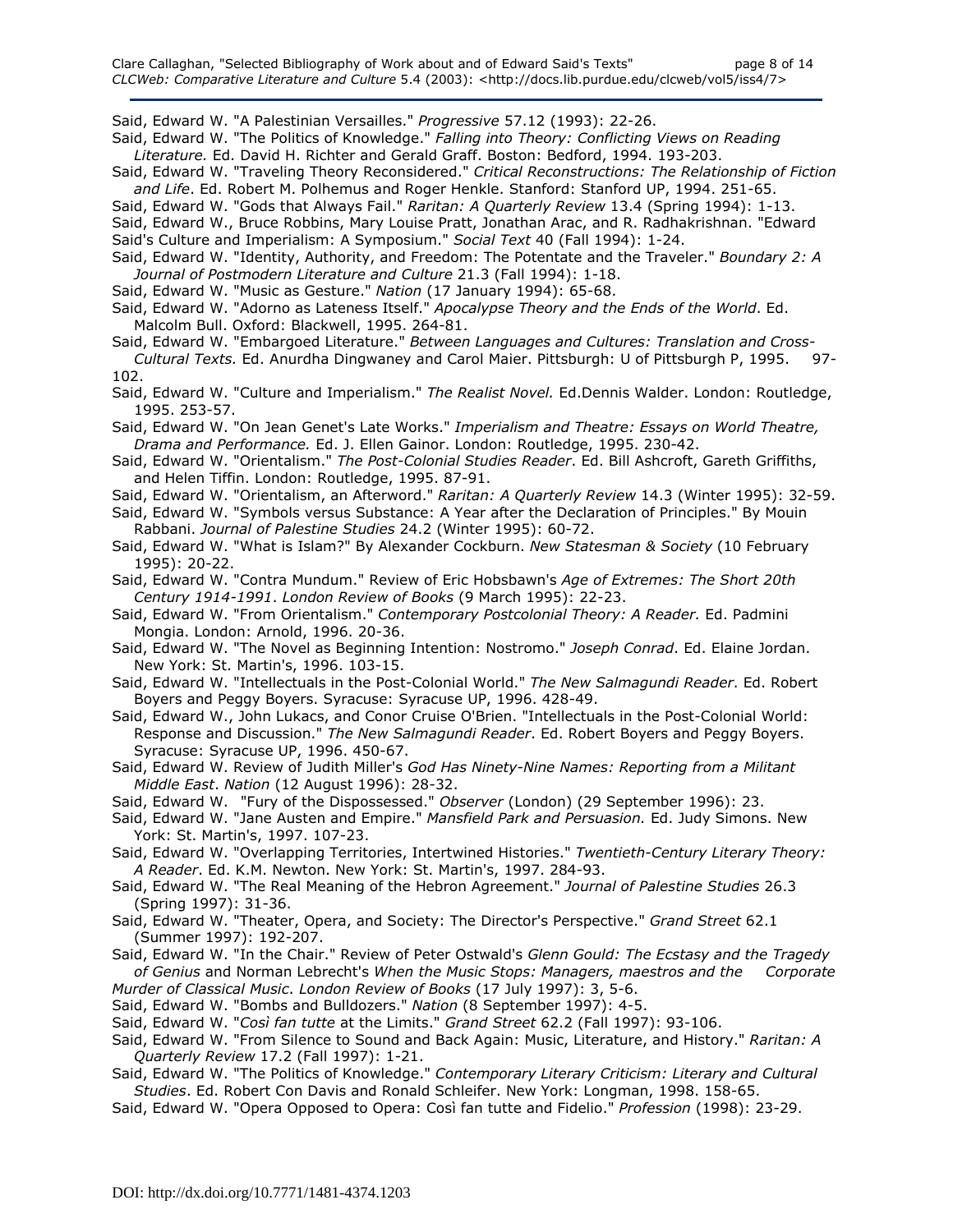Said, Edward W. "A Palestinian Versailles." *Progressive* 57.12 (1993): 22-26.

Said, Edward W. "The Politics of Knowledge." *Falling into Theory: Conflicting Views on Reading Literature.* Ed. David H. Richter and Gerald Graff. Boston: Bedford, 1994. 193-203.

Said, Edward W. "Traveling Theory Reconsidered." *Critical Reconstructions: The Relationship of Fiction and Life*. Ed. Robert M. Polhemus and Roger Henkle. Stanford: Stanford UP, 1994. 251-65.

Said, Edward W. "Gods that Always Fail." *Raritan: A Quarterly Review* 13.4 (Spring 1994): 1-13.

Said, Edward W., Bruce Robbins, Mary Louise Pratt, Jonathan Arac, and R. Radhakrishnan. "Edward Said's Culture and Imperialism: A Symposium." *Social Text* 40 (Fall 1994): 1-24.

Said, Edward W. "Identity, Authority, and Freedom: The Potentate and the Traveler." *Boundary 2: A Journal of Postmodern Literature and Culture* 21.3 (Fall 1994): 1-18.

Said, Edward W. "Music as Gesture." *Nation* (17 January 1994): 65-68.

Said, Edward W. "Adorno as Lateness Itself." *Apocalypse Theory and the Ends of the World*. Ed. Malcolm Bull. Oxford: Blackwell, 1995. 264-81.

Said, Edward W. "Embargoed Literature." *Between Languages and Cultures: Translation and Cross-Cultural Texts.* Ed. Anurdha Dingwaney and Carol Maier. Pittsburgh: U of Pittsburgh P, 1995. 97-102.

Said, Edward W. "Culture and Imperialism." *The Realist Novel.* Ed.Dennis Walder. London: Routledge, 1995. 253-57.

Said, Edward W. "On Jean Genet's Late Works." *Imperialism and Theatre: Essays on World Theatre, Drama and Performance.* Ed. J. Ellen Gainor. London: Routledge, 1995. 230-42.

Said, Edward W. "Orientalism." *The Post-Colonial Studies Reader*. Ed. Bill Ashcroft, Gareth Griffiths, and Helen Tiffin. London: Routledge, 1995. 87-91.

Said, Edward W. "Orientalism, an Afterword." *Raritan: A Quarterly Review* 14.3 (Winter 1995): 32-59.

Said, Edward W. "Symbols versus Substance: A Year after the Declaration of Principles." By Mouin Rabbani. *Journal of Palestine Studies* 24.2 (Winter 1995): 60-72.

Said, Edward W. "What is Islam?" By Alexander Cockburn. *New Statesman & Society* (10 February 1995): 20-22.

Said, Edward W. "Contra Mundum." Review of Eric Hobsbawn's *Age of Extremes: The Short 20th Century 1914-1991*. *London Review of Books* (9 March 1995): 22-23.

Said, Edward W. "From Orientalism." *Contemporary Postcolonial Theory: A Reader.* Ed. Padmini Mongia. London: Arnold, 1996. 20-36.

Said, Edward W. "The Novel as Beginning Intention: Nostromo." *Joseph Conrad*. Ed. Elaine Jordan. New York: St. Martin's, 1996. 103-15.

Said, Edward W. "Intellectuals in the Post-Colonial World." *The New Salmagundi Reader*. Ed. Robert Boyers and Peggy Boyers. Syracuse: Syracuse UP, 1996. 428-49.

Said, Edward W., John Lukacs, and Conor Cruise O'Brien. "Intellectuals in the Post-Colonial World: Response and Discussion." *The New Salmagundi Reader*. Ed. Robert Boyers and Peggy Boyers. Syracuse: Syracuse UP, 1996. 450-67.

Said, Edward W. Review of Judith Miller's *God Has Ninety-Nine Names: Reporting from a Militant Middle East*. *Nation* (12 August 1996): 28-32.

Said, Edward W. "Fury of the Dispossessed." *Observer* (London) (29 September 1996): 23.

Said, Edward W. "Jane Austen and Empire." *Mansfield Park and Persuasion.* Ed. Judy Simons. New York: St. Martin's, 1997. 107-23.

Said, Edward W. "Overlapping Territories, Intertwined Histories." *Twentieth-Century Literary Theory: A Reader*. Ed. K.M. Newton. New York: St. Martin's, 1997. 284-93.

Said, Edward W. "The Real Meaning of the Hebron Agreement." *Journal of Palestine Studies* 26.3 (Spring 1997): 31-36.

Said, Edward W. "Theater, Opera, and Society: The Director's Perspective." *Grand Street* 62.1 (Summer 1997): 192-207.

Said, Edward W. "In the Chair." Review of Peter Ostwald's *Glenn Gould: The Ecstasy and the Tragedy of Genius* and Norman Lebrecht's *When the Music Stops: Managers, maestros and the Corporate Murder of Classical Music*. *London Review of Books* (17 July 1997): 3, 5-6.

Said, Edward W. "Bombs and Bulldozers." *Nation* (8 September 1997): 4-5.

Said, Edward W. "*Così fan tutte* at the Limits." *Grand Street* 62.2 (Fall 1997): 93-106.

Said, Edward W. "From Silence to Sound and Back Again: Music, Literature, and History." *Raritan: A Quarterly Review* 17.2 (Fall 1997): 1-21.

Said, Edward W. "The Politics of Knowledge." *Contemporary Literary Criticism: Literary and Cultural Studies*. Ed. Robert Con Davis and Ronald Schleifer. New York: Longman, 1998. 158-65.

Said, Edward W. "Opera Opposed to Opera: Così fan tutte and Fidelio." *Profession* (1998): 23-29.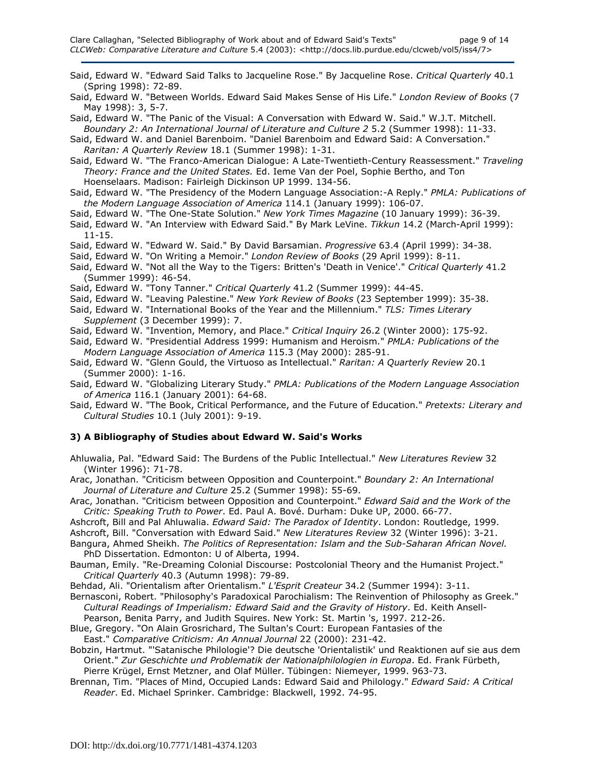Said, Edward W. "Edward Said Talks to Jacqueline Rose." By Jacqueline Rose. *Critical Quarterly* 40.1 (Spring 1998): 72-89.

Said, Edward W. "Between Worlds. Edward Said Makes Sense of His Life." *London Review of Books* (7 May 1998): 3, 5-7.

Said, Edward W. "The Panic of the Visual: A Conversation with Edward W. Said." W.J.T. Mitchell. *Boundary 2: An International Journal of Literature and Culture 2* 5.2 (Summer 1998): 11-33.

Said, Edward W. and Daniel Barenboim. "Daniel Barenboim and Edward Said: A Conversation." *Raritan: A Quarterly Review* 18.1 (Summer 1998): 1-31.

Said, Edward W. "The Franco-American Dialogue: A Late-Twentieth-Century Reassessment." *Traveling Theory: France and the United States.* Ed. Ieme Van der Poel, Sophie Bertho, and Ton Hoenselaars. Madison: Fairleigh Dickinson UP 1999. 134-56.

Said, Edward W. "The Presidency of the Modern Language Association:-A Reply." *PMLA: Publications of the Modern Language Association of America* 114.1 (January 1999): 106-07.

Said, Edward W. "The One-State Solution." *New York Times Magazine* (10 January 1999): 36-39.

Said, Edward W. "An Interview with Edward Said." By Mark LeVine. *Tikkun* 14.2 (March-April 1999): 11-15.

Said, Edward W. "Edward W. Said." By David Barsamian. *Progressive* 63.4 (April 1999): 34-38.

Said, Edward W. "On Writing a Memoir." *London Review of Books* (29 April 1999): 8-11.

Said, Edward W. "Not all the Way to the Tigers: Britten's 'Death in Venice'." *Critical Quarterly* 41.2 (Summer 1999): 46-54.

Said, Edward W. "Tony Tanner." *Critical Quarterly* 41.2 (Summer 1999): 44-45.

Said, Edward W. "Leaving Palestine." *New York Review of Books* (23 September 1999): 35-38.

Said, Edward W. "International Books of the Year and the Millennium." *TLS: Times Literary Supplement* (3 December 1999): 7.

Said, Edward W. "Invention, Memory, and Place." *Critical Inquiry* 26.2 (Winter 2000): 175-92.

Said, Edward W. "Presidential Address 1999: Humanism and Heroism." *PMLA: Publications of the Modern Language Association of America* 115.3 (May 2000): 285-91.

Said, Edward W. "Glenn Gould, the Virtuoso as Intellectual." *Raritan: A Quarterly Review* 20.1 (Summer 2000): 1-16.

Said, Edward W. "Globalizing Literary Study." *PMLA: Publications of the Modern Language Association of America* 116.1 (January 2001): 64-68.

Said, Edward W. "The Book, Critical Performance, and the Future of Education." *Pretexts: Literary and Cultural Studies* 10.1 (July 2001): 9-19.

### 3) A Bibliography of Studies about Edward W. Said's Works

Ahluwalia, Pal. "Edward Said: The Burdens of the Public Intellectual." *New Literatures Review* 32 (Winter 1996): 71-78.

Arac, Jonathan. "Criticism between Opposition and Counterpoint." *Boundary 2: An International Journal of Literature and Culture* 25.2 (Summer 1998): 55-69.

Arac, Jonathan. "Criticism between Opposition and Counterpoint." *Edward Said and the Work of the Critic: Speaking Truth to Power*. Ed. Paul A. Bové. Durham: Duke UP, 2000. 66-77.

Ashcroft, Bill and Pal Ahluwalia. *Edward Said: The Paradox of Identity*. London: Routledge, 1999.

Ashcroft, Bill. "Conversation with Edward Said." *New Literatures Review* 32 (Winter 1996): 3-21.

Bangura, Ahmed Sheikh. *The Politics of Representation: Islam and the Sub-Saharan African Novel.* PhD Dissertation. Edmonton: U of Alberta, 1994.

Bauman, Emily. "Re-Dreaming Colonial Discourse: Postcolonial Theory and the Humanist Project." *Critical Quarterly* 40.3 (Autumn 1998): 79-89.

Behdad, Ali. "Orientalism after Orientalism." *L'Esprit Createur* 34.2 (Summer 1994): 3-11.

Bernasconi, Robert. "Philosophy's Paradoxical Parochialism: The Reinvention of Philosophy as Greek." *Cultural Readings of Imperialism: Edward Said and the Gravity of History*. Ed. Keith Ansell-Pearson, Benita Parry, and Judith Squires. New York: St. Martin 's, 1997. 212-26.

Blue, Gregory. "On Alain Grosrichard, The Sultan's Court: European Fantasies of the East." *Comparative Criticism: An Annual Journal* 22 (2000): 231-42.

Bobzin, Hartmut. "'Satanische Philologie'? Die deutsche 'Orientalistik' und Reaktionen auf sie aus dem Orient." *Zur Geschichte und Problematik der Nationalphilologien in Europa*. Ed. Frank Fürbeth, Pierre Krügel, Ernst Metzner, and Olaf Müller. Tübingen: Niemeyer, 1999. 963-73.

Brennan, Tim. "Places of Mind, Occupied Lands: Edward Said and Philology." *Edward Said: A Critical Reader*. Ed. Michael Sprinker. Cambridge: Blackwell, 1992. 74-95.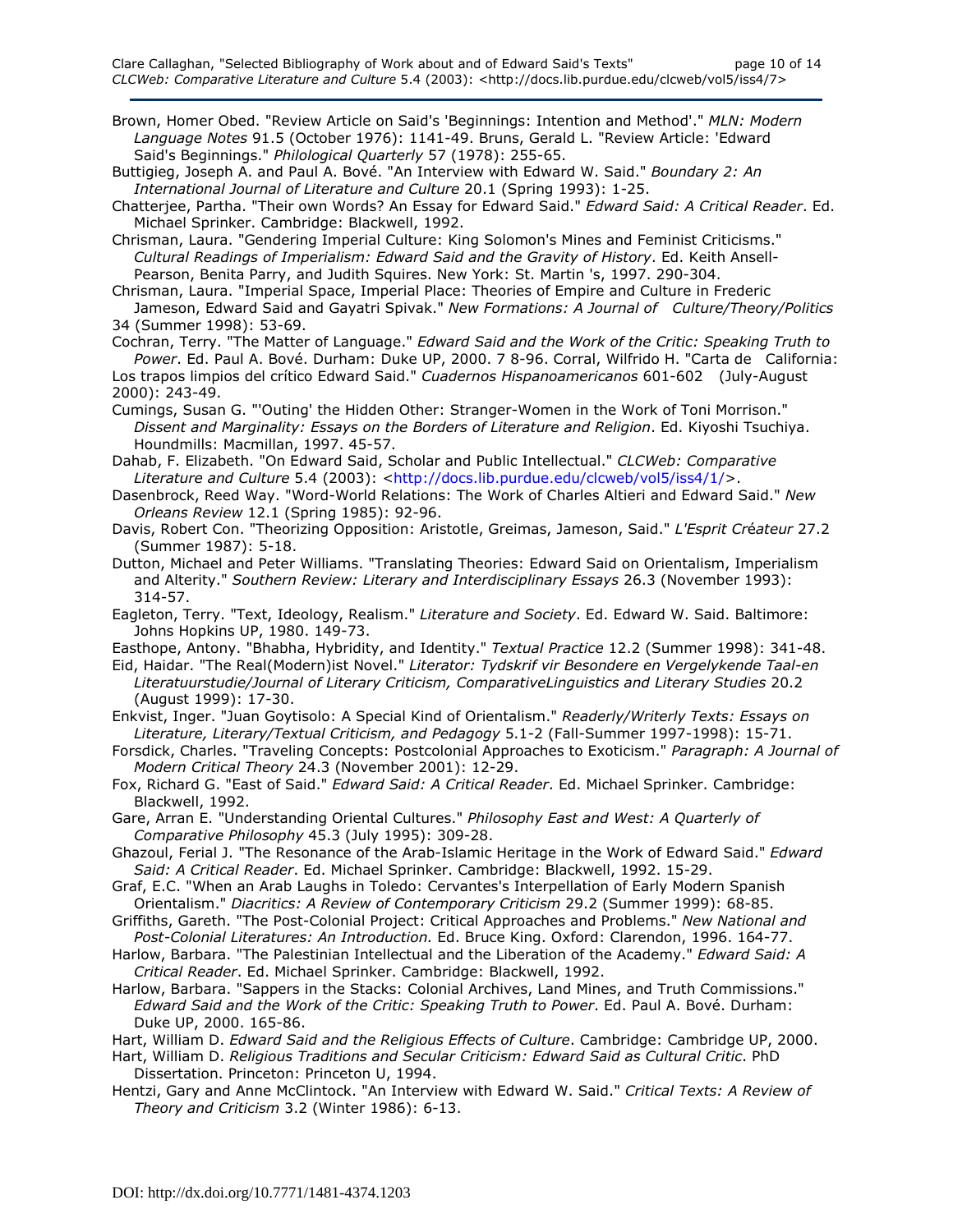Brown, Homer Obed. "Review Article on Said's 'Beginnings: Intention and Method'." *MLN: Modern Language Notes* 91.5 (October 1976): 1141-49. Bruns, Gerald L. "Review Article: 'Edward Said's Beginnings." *Philological Quarterly* 57 (1978): 255-65.

Buttigieg, Joseph A. and Paul A. Bové. "An Interview with Edward W. Said." *Boundary 2: An International Journal of Literature and Culture* 20.1 (Spring 1993): 1-25.

Chatterjee, Partha. "Their own Words? An Essay for Edward Said." *Edward Said: A Critical Reader*. Ed. Michael Sprinker. Cambridge: Blackwell, 1992.

Chrisman, Laura. "Gendering Imperial Culture: King Solomon's Mines and Feminist Criticisms." *Cultural Readings of Imperialism: Edward Said and the Gravity of History*. Ed. Keith Ansell-Pearson, Benita Parry, and Judith Squires. New York: St. Martin 's, 1997. 290-304.

Chrisman, Laura. "Imperial Space, Imperial Place: Theories of Empire and Culture in Frederic Jameson, Edward Said and Gayatri Spivak." *New Formations: A Journal of Culture/Theory/Politics* 34 (Summer 1998): 53-69.

Cochran, Terry. "The Matter of Language." *Edward Said and the Work of the Critic: Speaking Truth to Power*. Ed. Paul A. Bové. Durham: Duke UP, 2000. 7 8-96. Corral, Wilfrido H. "Carta de California: Los trapos limpios del crítico Edward Said." *Cuadernos Hispanoamericanos* 601-602 (July-August 2000): 243-49.

Cumings, Susan G. "'Outing' the Hidden Other: Stranger-Women in the Work of Toni Morrison." *Dissent and Marginality: Essays on the Borders of Literature and Religion*. Ed. Kiyoshi Tsuchiya. Houndmills: Macmillan, 1997. 45-57.

Dahab, F. Elizabeth. "On Edward Said, Scholar and Public Intellectual." *CLCWeb: Comparative Literature and Culture* 5.4 (2003): <http://docs.lib.purdue.edu/clcweb/vol5/iss4/1/>.

Dasenbrock, Reed Way. "Word-World Relations: The Work of Charles Altieri and Edward Said." *New Orleans Review* 12.1 (Spring 1985): 92-96.

Davis, Robert Con. "Theorizing Opposition: Aristotle, Greimas, Jameson, Said." *L'Esprit Créateur* 27.2 (Summer 1987): 5-18.

Dutton, Michael and Peter Williams. "Translating Theories: Edward Said on Orientalism, Imperialism and Alterity." *Southern Review: Literary and Interdisciplinary Essays* 26.3 (November 1993): 314-57.

Eagleton, Terry. "Text, Ideology, Realism." *Literature and Society*. Ed. Edward W. Said. Baltimore: Johns Hopkins UP, 1980. 149-73.

Easthope, Antony. "Bhabha, Hybridity, and Identity." *Textual Practice* 12.2 (Summer 1998): 341-48.

Eid, Haidar. "The Real(Modern)ist Novel." *Literator: Tydskrif vir Besondere en Vergelykende Taal-en Literatuurstudie/Journal of Literary Criticism, ComparativeLinguistics and Literary Studies* 20.2 (August 1999): 17-30.

Enkvist, Inger. "Juan Goytisolo: A Special Kind of Orientalism." *Readerly/Writerly Texts: Essays on Literature, Literary/Textual Criticism, and Pedagogy* 5.1-2 (Fall-Summer 1997-1998): 15-71.

Forsdick, Charles. "Traveling Concepts: Postcolonial Approaches to Exoticism." *Paragraph: A Journal of Modern Critical Theory* 24.3 (November 2001): 12-29.

Fox, Richard G. "East of Said." *Edward Said: A Critical Reader*. Ed. Michael Sprinker. Cambridge: Blackwell, 1992.

Gare, Arran E. "Understanding Oriental Cultures." *Philosophy East and West: A Quarterly of Comparative Philosophy* 45.3 (July 1995): 309-28.

Ghazoul, Ferial J. "The Resonance of the Arab-Islamic Heritage in the Work of Edward Said." *Edward Said: A Critical Reader*. Ed. Michael Sprinker. Cambridge: Blackwell, 1992. 15-29.

Graf, E.C. "When an Arab Laughs in Toledo: Cervantes's Interpellation of Early Modern Spanish Orientalism." *Diacritics: A Review of Contemporary Criticism* 29.2 (Summer 1999): 68-85.

Griffiths, Gareth. "The Post-Colonial Project: Critical Approaches and Problems." *New National and Post-Colonial Literatures: An Introduction.* Ed. Bruce King. Oxford: Clarendon, 1996. 164-77.

Harlow, Barbara. "The Palestinian Intellectual and the Liberation of the Academy." *Edward Said: A Critical Reader*. Ed. Michael Sprinker. Cambridge: Blackwell, 1992.

Harlow, Barbara. "Sappers in the Stacks: Colonial Archives, Land Mines, and Truth Commissions." *Edward Said and the Work of the Critic: Speaking Truth to Power*. Ed. Paul A. Bové. Durham: Duke UP, 2000. 165-86.

Hart, William D. *Edward Said and the Religious Effects of Culture*. Cambridge: Cambridge UP, 2000.

Hart, William D. *Religious Traditions and Secular Criticism: Edward Said as Cultural Critic*. PhD Dissertation. Princeton: Princeton U, 1994.

Hentzi, Gary and Anne McClintock. "An Interview with Edward W. Said." *Critical Texts: A Review of Theory and Criticism* 3.2 (Winter 1986): 6-13.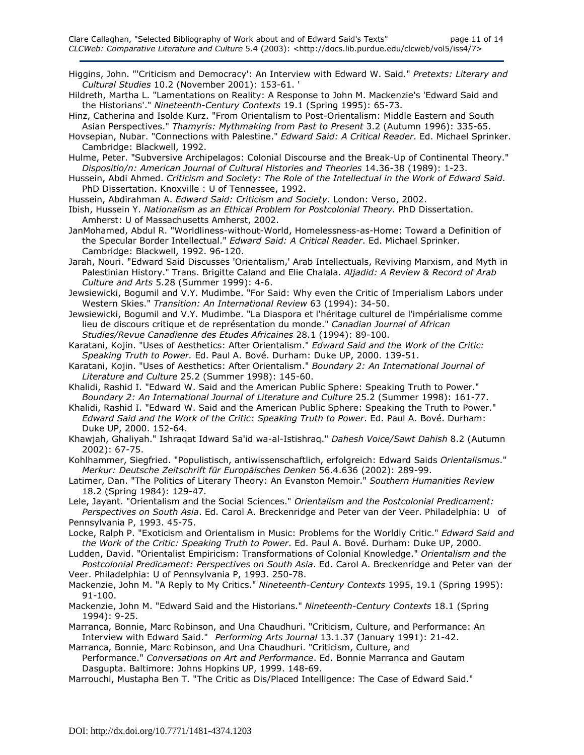Higgins, John. "'Criticism and Democracy': An Interview with Edward W. Said." *Pretexts: Literary and Cultural Studies* 10.2 (November 2001): 153-61. '

Hildreth, Martha L. "Lamentations on Reality: A Response to John M. Mackenzie's 'Edward Said and the Historians'." *Nineteenth-Century Contexts* 19.1 (Spring 1995): 65-73.

Hinz, Catherina and Isolde Kurz. "From Orientalism to Post-Orientalism: Middle Eastern and South Asian Perspectives." *Thamyris: Mythmaking from Past to Present* 3.2 (Autumn 1996): 335-65.

Hovsepian, Nubar. "Connections with Palestine." *Edward Said: A Critical Reader*. Ed. Michael Sprinker. Cambridge: Blackwell, 1992.

Hulme, Peter. "Subversive Archipelagos: Colonial Discourse and the Break-Up of Continental Theory." *Dispositio/n: American Journal of Cultural Histories and Theories* 14.36-38 (1989): 1-23.

Hussein, Abdi Ahmed. *Criticism and Society: The Role of the Intellectual in the Work of Edward Said*. PhD Dissertation. Knoxville : U of Tennessee, 1992.

Hussein, Abdirahman A. *Edward Said: Criticism and Society*. London: Verso, 2002.

Ibish, Hussein Y. *Nationalism as an Ethical Problem for Postcolonial Theory.* PhD Dissertation. Amherst: U of Massachusetts Amherst, 2002.

JanMohamed, Abdul R. "Worldliness-without-World, Homelessness-as-Home: Toward a Definition of the Specular Border Intellectual." *Edward Said: A Critical Reader*. Ed. Michael Sprinker. Cambridge: Blackwell, 1992. 96-120.

Jarah, Nouri. "Edward Said Discusses 'Orientalism,' Arab Intellectuals, Reviving Marxism, and Myth in Palestinian History." Trans. Brigitte Caland and Elie Chalala. *Aljadid: A Review & Record of Arab Culture and Arts* 5.28 (Summer 1999): 4-6.

Jewsiewicki, Bogumil and V.Y. Mudimbe. "For Said: Why even the Critic of Imperialism Labors under Western Skies." *Transition: An International Review* 63 (1994): 34-50.

Jewsiewicki, Bogumil and V.Y. Mudimbe. "La Diaspora et l'héritage culturel de l'impérialisme comme lieu de discours critique et de représentation du monde." *Canadian Journal of African Studies/Revue Canadienne des Etudes Africaines* 28.1 (1994): 89-100.

Karatani, Kojin. "Uses of Aesthetics: After Orientalism." *Edward Said and the Work of the Critic: Speaking Truth to Power.* Ed. Paul A. Bové. Durham: Duke UP, 2000. 139-51.

Karatani, Kojin. "Uses of Aesthetics: After Orientalism." *Boundary 2: An International Journal of Literature and Culture* 25.2 (Summer 1998): 145-60.

Khalidi, Rashid I. "Edward W. Said and the American Public Sphere: Speaking Truth to Power." *Boundary 2: An International Journal of Literature and Culture* 25.2 (Summer 1998): 161-77.

Khalidi, Rashid I. "Edward W. Said and the American Public Sphere: Speaking the Truth to Power." *Edward Said and the Work of the Critic: Speaking Truth to Power*. Ed. Paul A. Bové. Durham: Duke UP, 2000. 152-64.

Khawjah, Ghaliyah." Ishraqat Idward Sa'id wa-al-Istishraq." *Dahesh Voice/Sawt Dahish* 8.2 (Autumn 2002): 67-75.

Kohlhammer, Siegfried. "Populistisch, antiwissenschaftlich, erfolgreich: Edward Saids *Orientalismus*." *Merkur: Deutsche Zeitschrift für Europäisches Denken* 56.4.636 (2002): 289-99.

Latimer, Dan. "The Politics of Literary Theory: An Evanston Memoir." *Southern Humanities Review* 18.2 (Spring 1984): 129-47.

Lele, Jayant. "Orientalism and the Social Sciences." *Orientalism and the Postcolonial Predicament: Perspectives on South Asia*. Ed. Carol A. Breckenridge and Peter van der Veer. Philadelphia: U of Pennsylvania P, 1993. 45-75.

Locke, Ralph P. "Exoticism and Orientalism in Music: Problems for the Worldly Critic." *Edward Said and the Work of the Critic: Speaking Truth to Power*. Ed. Paul A. Bové. Durham: Duke UP, 2000.

Ludden, David. "Orientalist Empiricism: Transformations of Colonial Knowledge." *Orientalism and the Postcolonial Predicament: Perspectives on South Asia*. Ed. Carol A. Breckenridge and Peter van der Veer. Philadelphia: U of Pennsylvania P, 1993. 250-78.

Mackenzie, John M. "A Reply to My Critics." *Nineteenth-Century Contexts* 1995, 19.1 (Spring 1995): 91-100.

Mackenzie, John M. "Edward Said and the Historians." *Nineteenth-Century Contexts* 18.1 (Spring 1994): 9-25.

Marranca, Bonnie, Marc Robinson, and Una Chaudhuri. "Criticism, Culture, and Performance: An Interview with Edward Said." *Performing Arts Journal* 13.1.37 (January 1991): 21-42.

Marranca, Bonnie, Marc Robinson, and Una Chaudhuri. "Criticism, Culture, and Performance." *Conversations on Art and Performance*. Ed. Bonnie Marranca and Gautam Dasgupta. Baltimore: Johns Hopkins UP, 1999. 148-69.

Marrouchi, Mustapha Ben T. "The Critic as Dis/Placed Intelligence: The Case of Edward Said."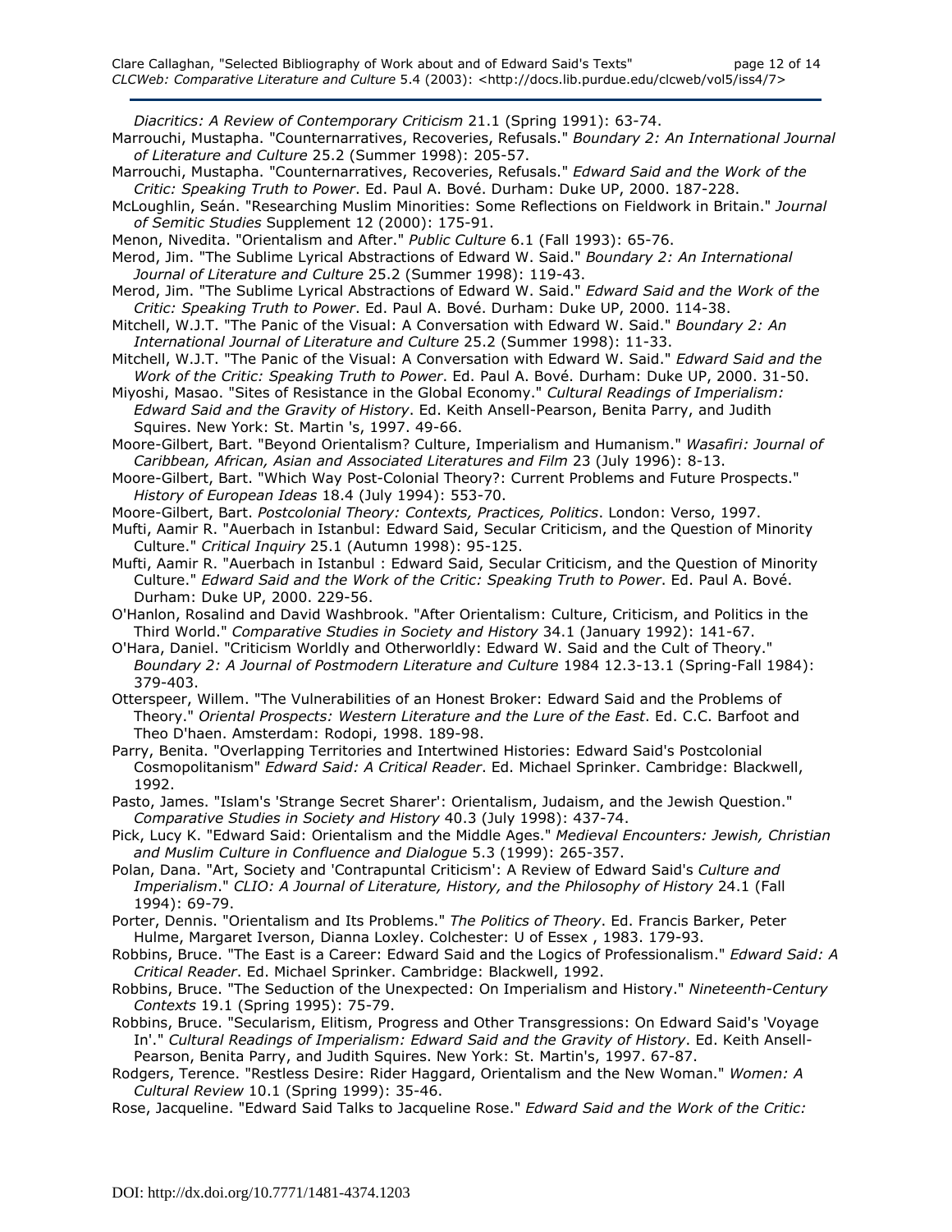*Diacritics: A Review of Contemporary Criticism* 21.1 (Spring 1991): 63-74.

Marrouchi, Mustapha. "Counternarratives, Recoveries, Refusals." *Boundary 2: An International Journal of Literature and Culture* 25.2 (Summer 1998): 205-57.

Marrouchi, Mustapha. "Counternarratives, Recoveries, Refusals." *Edward Said and the Work of the Critic: Speaking Truth to Power*. Ed. Paul A. Bové. Durham: Duke UP, 2000. 187-228.

McLoughlin, Seán. "Researching Muslim Minorities: Some Reflections on Fieldwork in Britain." *Journal of Semitic Studies* Supplement 12 (2000): 175-91.

Menon, Nivedita. "Orientalism and After." *Public Culture* 6.1 (Fall 1993): 65-76.

Merod, Jim. "The Sublime Lyrical Abstractions of Edward W. Said." *Boundary 2: An International Journal of Literature and Culture* 25.2 (Summer 1998): 119-43.

Merod, Jim. "The Sublime Lyrical Abstractions of Edward W. Said." *Edward Said and the Work of the Critic: Speaking Truth to Power*. Ed. Paul A. Bové. Durham: Duke UP, 2000. 114-38.

Mitchell, W.J.T. "The Panic of the Visual: A Conversation with Edward W. Said." *Boundary 2: An International Journal of Literature and Culture* 25.2 (Summer 1998): 11-33.

Mitchell, W.J.T. "The Panic of the Visual: A Conversation with Edward W. Said." *Edward Said and the Work of the Critic: Speaking Truth to Power*. Ed. Paul A. Bové. Durham: Duke UP, 2000. 31-50.

Miyoshi, Masao. "Sites of Resistance in the Global Economy." *Cultural Readings of Imperialism: Edward Said and the Gravity of History*. Ed. Keith Ansell-Pearson, Benita Parry, and Judith Squires. New York: St. Martin 's, 1997. 49-66.

Moore-Gilbert, Bart. "Beyond Orientalism? Culture, Imperialism and Humanism." *Wasafiri: Journal of Caribbean, African, Asian and Associated Literatures and Film* 23 (July 1996): 8-13.

Moore-Gilbert, Bart. "Which Way Post-Colonial Theory?: Current Problems and Future Prospects." *History of European Ideas* 18.4 (July 1994): 553-70.

Moore-Gilbert, Bart. *Postcolonial Theory: Contexts, Practices, Politics*. London: Verso, 1997.

Mufti, Aamir R. "Auerbach in Istanbul: Edward Said, Secular Criticism, and the Question of Minority Culture." *Critical Inquiry* 25.1 (Autumn 1998): 95-125.

Mufti, Aamir R. "Auerbach in Istanbul : Edward Said, Secular Criticism, and the Question of Minority Culture." *Edward Said and the Work of the Critic: Speaking Truth to Power*. Ed. Paul A. Bové. Durham: Duke UP, 2000. 229-56.

O'Hanlon, Rosalind and David Washbrook. "After Orientalism: Culture, Criticism, and Politics in the Third World." *Comparative Studies in Society and History* 34.1 (January 1992): 141-67.

O'Hara, Daniel. "Criticism Worldly and Otherworldly: Edward W. Said and the Cult of Theory." *Boundary 2: A Journal of Postmodern Literature and Culture* 1984 12.3-13.1 (Spring-Fall 1984): 379-403.

Otterspeer, Willem. "The Vulnerabilities of an Honest Broker: Edward Said and the Problems of Theory." *Oriental Prospects: Western Literature and the Lure of the East*. Ed. C.C. Barfoot and Theo D'haen. Amsterdam: Rodopi, 1998. 189-98.

Parry, Benita. "Overlapping Territories and Intertwined Histories: Edward Said's Postcolonial Cosmopolitanism" *Edward Said: A Critical Reader*. Ed. Michael Sprinker. Cambridge: Blackwell, 1992.

Pasto, James. "Islam's 'Strange Secret Sharer': Orientalism, Judaism, and the Jewish Question." *Comparative Studies in Society and History* 40.3 (July 1998): 437-74.

Pick, Lucy K. "Edward Said: Orientalism and the Middle Ages." *Medieval Encounters: Jewish, Christian and Muslim Culture in Confluence and Dialogue* 5.3 (1999): 265-357.

Polan, Dana. "Art, Society and 'Contrapuntal Criticism': A Review of Edward Said's *Culture and Imperialism*." *CLIO: A Journal of Literature, History, and the Philosophy of History* 24.1 (Fall 1994): 69-79.

Porter, Dennis. "Orientalism and Its Problems." *The Politics of Theory*. Ed. Francis Barker, Peter Hulme, Margaret Iverson, Dianna Loxley. Colchester: U of Essex , 1983. 179-93.

Robbins, Bruce. "The East is a Career: Edward Said and the Logics of Professionalism." *Edward Said: A Critical Reader*. Ed. Michael Sprinker. Cambridge: Blackwell, 1992.

Robbins, Bruce. "The Seduction of the Unexpected: On Imperialism and History." *Nineteenth-Century Contexts* 19.1 (Spring 1995): 75-79.

Robbins, Bruce. "Secularism, Elitism, Progress and Other Transgressions: On Edward Said's 'Voyage In'." *Cultural Readings of Imperialism: Edward Said and the Gravity of History*. Ed. Keith Ansell-Pearson, Benita Parry, and Judith Squires. New York: St. Martin's, 1997. 67-87.

Rodgers, Terence. "Restless Desire: Rider Haggard, Orientalism and the New Woman." *Women: A Cultural Review* 10.1 (Spring 1999): 35-46.

Rose, Jacqueline. "Edward Said Talks to Jacqueline Rose." *Edward Said and the Work of the Critic:*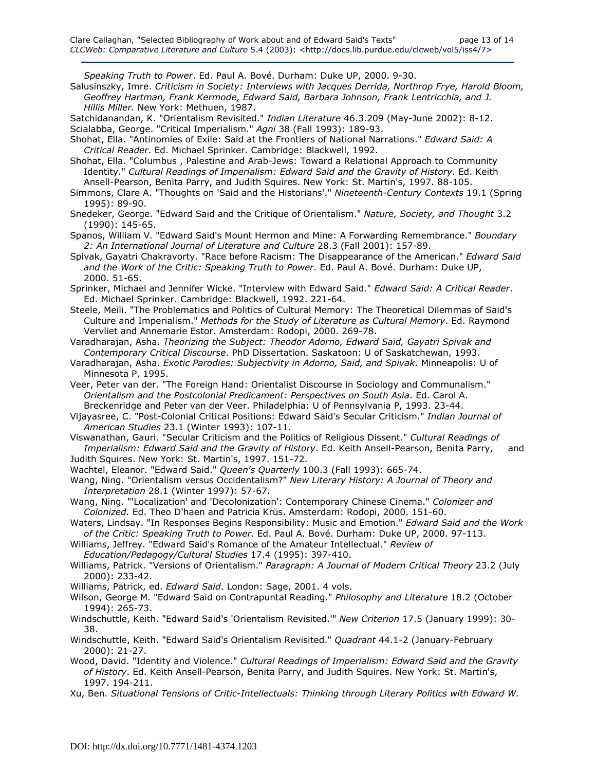*Speaking Truth to Power*. Ed. Paul A. Bové. Durham: Duke UP, 2000. 9-30.

Salusinszky, Imre. *Criticism in Society: Interviews with Jacques Derrida, Northrop Frye, Harold Bloom, Geoffrey Hartman, Frank Kermode, Edward Said, Barbara Johnson, Frank Lentricchia, and J. Hillis Miller.* New York: Methuen, 1987.

Satchidanandan, K. "Orientalism Revisited." *Indian Literature* 46.3.209 (May-June 2002): 8-12.

Scialabba, George. "Critical Imperialism." *Agni* 38 (Fall 1993): 189-93.

Shohat, Ella. "Antinomies of Exile: Said at the Frontiers of National Narrations." *Edward Said: A Critical Reader*. Ed. Michael Sprinker. Cambridge: Blackwell, 1992.

Shohat, Ella. "Columbus , Palestine and Arab-Jews: Toward a Relational Approach to Community Identity." *Cultural Readings of Imperialism: Edward Said and the Gravity of History*. Ed. Keith Ansell-Pearson, Benita Parry, and Judith Squires. New York: St. Martin's, 1997. 88-105.

Simmons, Clare A. "Thoughts on 'Said and the Historians'." *Nineteenth-Century Contexts* 19.1 (Spring 1995): 89-90.

Snedeker, George. "Edward Said and the Critique of Orientalism." *Nature, Society, and Thought* 3.2 (1990): 145-65.

Spanos, William V. "Edward Said's Mount Hermon and Mine: A Forwarding Remembrance." *Boundary 2: An International Journal of Literature and Culture* 28.3 (Fall 2001): 157-89.

Spivak, Gayatri Chakravorty. "Race before Racism: The Disappearance of the American." *Edward Said and the Work of the Critic: Speaking Truth to Power*. Ed. Paul A. Bové. Durham: Duke UP, 2000. 51-65.

Sprinker, Michael and Jennifer Wicke. "Interview with Edward Said." *Edward Said: A Critical Reader*. Ed. Michael Sprinker. Cambridge: Blackwell, 1992. 221-64.

Steele, Meili. "The Problematics and Politics of Cultural Memory: The Theoretical Dilemmas of Said's Culture and Imperialism." *Methods for the Study of Literature as Cultural Memory*. Ed. Raymond Vervliet and Annemarie Estor. Amsterdam: Rodopi, 2000. 269-78.

Varadharajan, Asha. *Theorizing the Subject: Theodor Adorno, Edward Said, Gayatri Spivak and Contemporary Critical Discourse*. PhD Dissertation. Saskatoon: U of Saskatchewan, 1993.

Varadharajan, Asha. *Exotic Parodies: Subjectivity in Adorno, Said, and Spivak*. Minneapolis: U of Minnesota P, 1995.

Veer, Peter van der. "The Foreign Hand: Orientalist Discourse in Sociology and Communalism." *Orientalism and the Postcolonial Predicament: Perspectives on South Asia*. Ed. Carol A. Breckenridge and Peter van der Veer. Philadelphia: U of Pennsylvania P, 1993. 23-44.

Vijayasree, C. "Post-Colonial Critical Positions: Edward Said's Secular Criticism." *Indian Journal of American Studies* 23.1 (Winter 1993): 107-11.

Viswanathan, Gauri. "Secular Criticism and the Politics of Religious Dissent." *Cultural Readings of Imperialism: Edward Said and the Gravity of History*. Ed. Keith Ansell-Pearson, Benita Parry, and Judith Squires. New York: St. Martin's, 1997. 151-72.

Wachtel, Eleanor. "Edward Said." *Queen's Quarterly* 100.3 (Fall 1993): 665-74.

Wang, Ning. "Orientalism versus Occidentalism?" *New Literary History: A Journal of Theory and Interpretation* 28.1 (Winter 1997): 57-67.

Wang, Ning. "'Localization' and 'Decolonization': Contemporary Chinese Cinema." *Colonizer and Colonized.* Ed. Theo D'haen and Patricia Krüs. Amsterdam: Rodopi, 2000. 151-60.

Waters, Lindsay. "In Responses Begins Responsibility: Music and Emotion." *Edward Said and the Work of the Critic: Speaking Truth to Power*. Ed. Paul A. Bové. Durham: Duke UP, 2000. 97-113.

Williams, Jeffrey. "Edward Said's Romance of the Amateur Intellectual." *Review of Education/Pedagogy/Cultural Studies* 17.4 (1995): 397-410.

Williams, Patrick. "Versions of Orientalism." *Paragraph: A Journal of Modern Critical Theory* 23.2 (July 2000): 233-42.

Williams, Patrick, ed. *Edward Said*. London: Sage, 2001. 4 vols.

Wilson, George M. "Edward Said on Contrapuntal Reading." *Philosophy and Literature* 18.2 (October 1994): 265-73.

Windschuttle, Keith. "Edward Said's 'Orientalism Revisited.'" *New Criterion* 17.5 (January 1999): 30-38.

Windschuttle, Keith. "Edward Said's Orientalism Revisited." *Quadrant* 44.1-2 (January-February 2000): 21-27.

Wood, David. "Identity and Violence." *Cultural Readings of Imperialism: Edward Said and the Gravity of History*. Ed. Keith Ansell-Pearson, Benita Parry, and Judith Squires. New York: St. Martin's, 1997. 194-211.

Xu, Ben. *Situational Tensions of Critic-Intellectuals: Thinking through Literary Politics with Edward W.*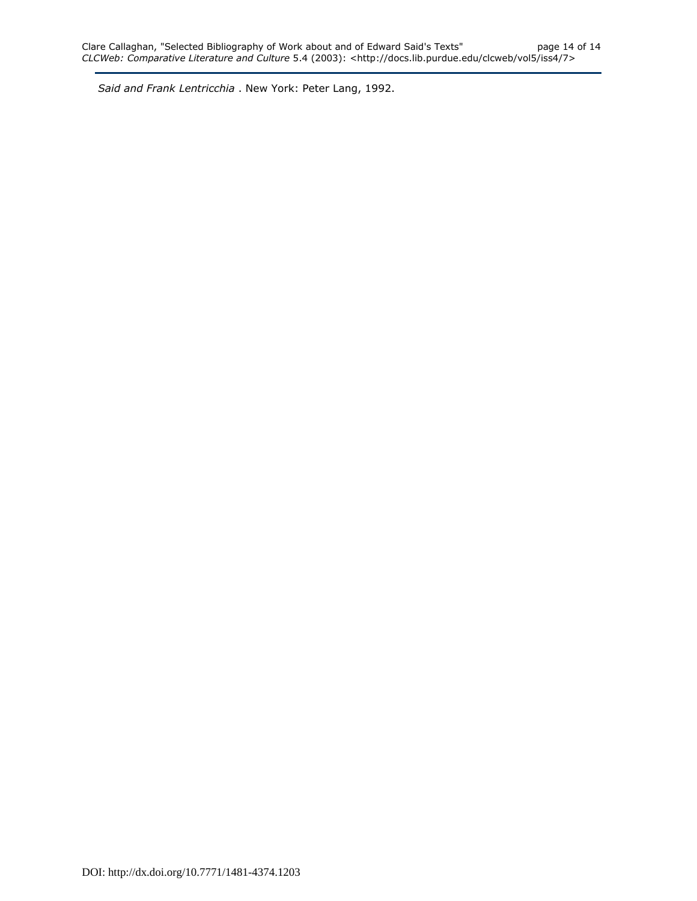*Said and Frank Lentricchia* . New York: Peter Lang, 1992.